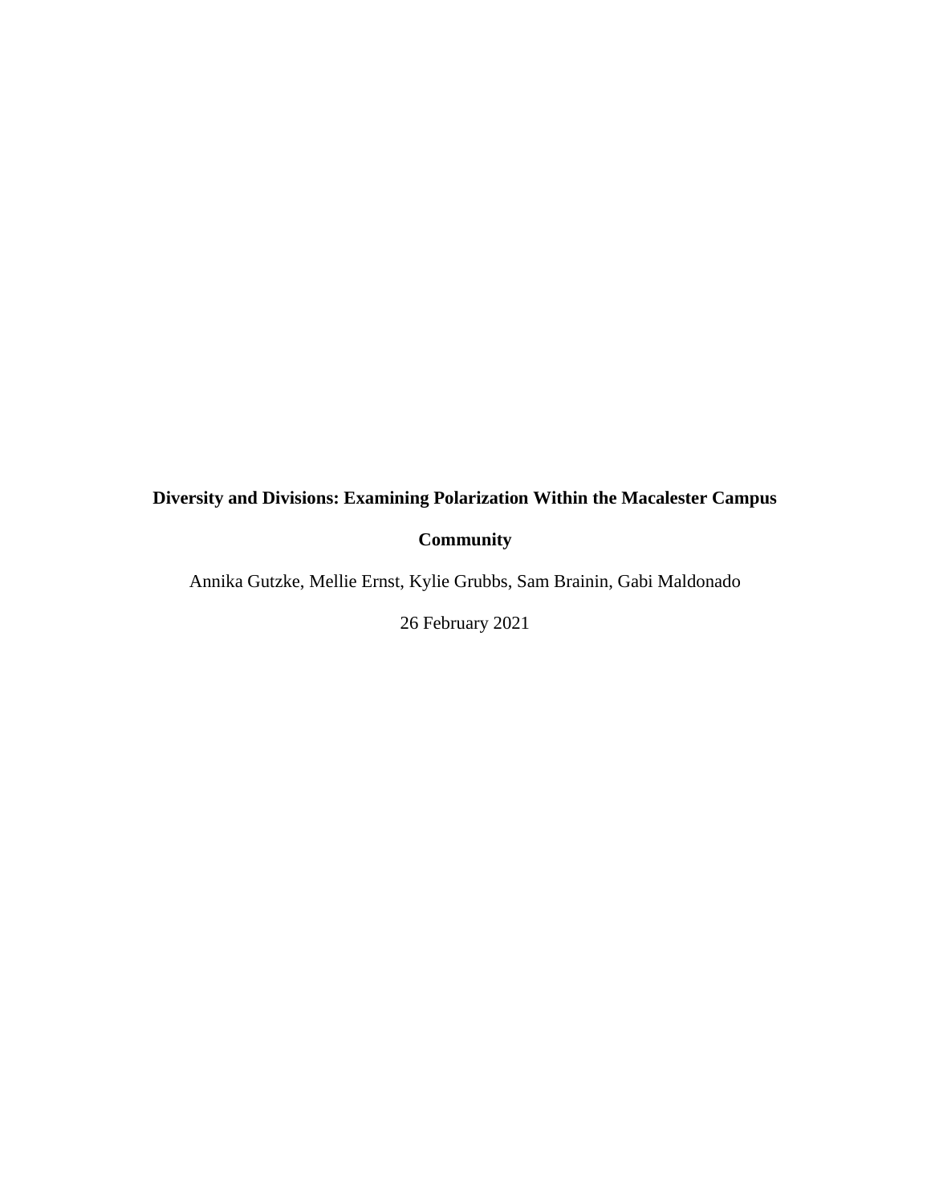# Diversity and Divisions: Examining Polarization Within the Macalester Campus Community

Annika Gutzke, Mellie Ernst, Kylie Grubbs, Sam Brainin, Gabi Maldonado

26 February 2021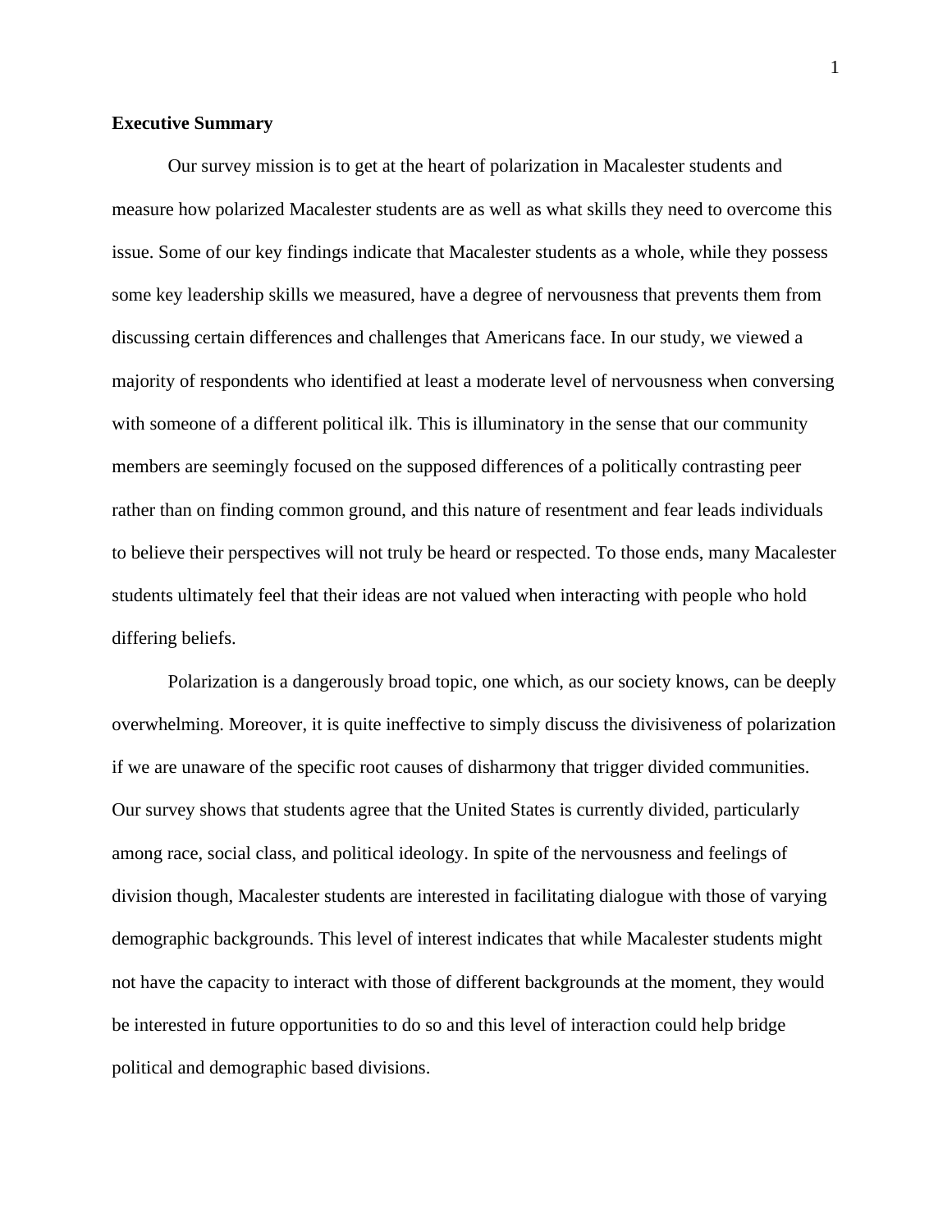**Executive Summary**

Our survey mission is to get at the heart of polarization in Macalester students and measure how polarized Macalester students are as well as what skills they need to overcome this issue. Some of our key findings indicate that Macalester students as a whole, while they possess some key leadership skills we measured, have a degree of nervousness that prevents them from discussing certain differences and challenges that Americans face. In our study, we viewed a majority of respondents who identified at least a moderate level of nervousness when conversing with someone of a different political ilk. This is illuminatory in the sense that our community members are seemingly focused on the supposed differences of a politically contrasting peer rather than on finding common ground, and this nature of resentment and fear leads individuals to believe their perspectives will not truly be heard or respected. To those ends, many Macalester students ultimately feel that their ideas are not valued when interacting with people who hold differing beliefs.

Polarization is a dangerously broad topic, one which, as our society knows, can be deeply overwhelming. Moreover, it is quite ineffective to simply discuss the divisiveness of polarization if we are unaware of the specific root causes of disharmony that trigger divided communities. Our survey shows that students agree that the United States is currently divided, particularly among race, social class, and political ideology. In spite of the nervousness and feelings of division though, Macalester students are interested in facilitating dialogue with those of varying demographic backgrounds. This level of interest indicates that while Macalester students might not have the capacity to interact with those of different backgrounds at the moment, they would be interested in future opportunities to do so and this level of interaction could help bridge political and demographic based divisions.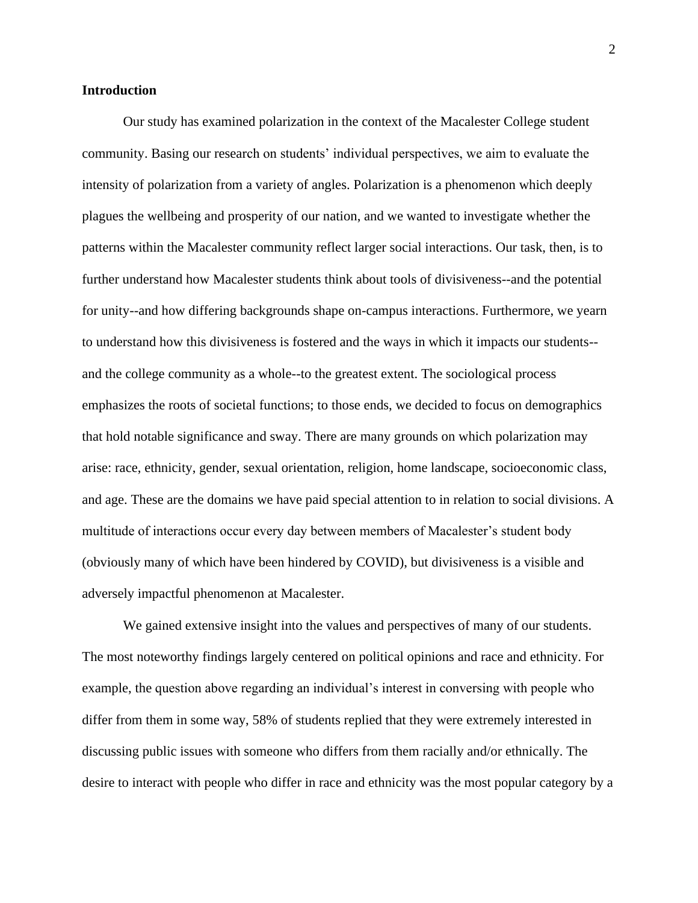**Introduction**

Our study has examined polarization in the context of the Macalester College student community. Basing our research on students' individual perspectives, we aim to evaluate the intensity of polarization from a variety of angles. Polarization is a phenomenon which deeply plagues the wellbeing and prosperity of our nation, and we wanted to investigate whether the patterns within the Macalester community reflect larger social interactions. Our task, then, is to further understand how Macalester students think about tools of divisiveness--and the potential for unity--and how differing backgrounds shape on-campus interactions. Furthermore, we yearn to understand how this divisiveness is fostered and the ways in which it impacts our students--and the college community as a whole--to the greatest extent. The sociological process emphasizes the roots of societal functions; to those ends, we decided to focus on demographics that hold notable significance and sway. There are many grounds on which polarization may arise: race, ethnicity, gender, sexual orientation, religion, home landscape, socioeconomic class, and age. These are the domains we have paid special attention to in relation to social divisions. A multitude of interactions occur every day between members of Macalester's student body (obviously many of which have been hindered by COVID), but divisiveness is a visible and adversely impactful phenomenon at Macalester.

We gained extensive insight into the values and perspectives of many of our students. The most noteworthy findings largely centered on political opinions and race and ethnicity. For example, the question above regarding an individual's interest in conversing with people who differ from them in some way, 58% of students replied that they were extremely interested in discussing public issues with someone who differs from them racially and/or ethnically. The desire to interact with people who differ in race and ethnicity was the most popular category by a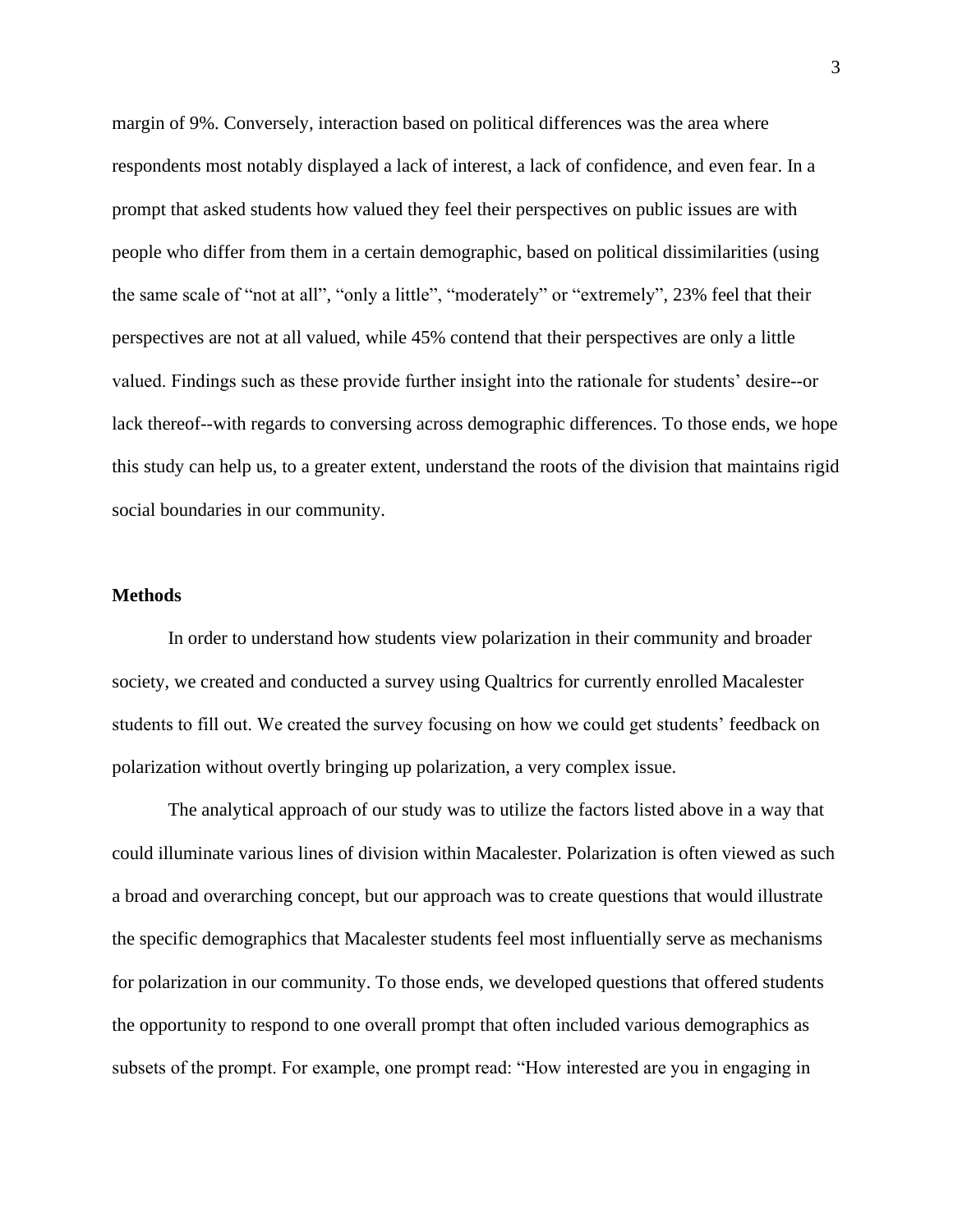margin of 9%. Conversely, interaction based on political differences was the area where respondents most notably displayed a lack of interest, a lack of confidence, and even fear. In a prompt that asked students how valued they feel their perspectives on public issues are with people who differ from them in a certain demographic, based on political dissimilarities (using the same scale of "not at all", "only a little", "moderately" or "extremely", 23% feel that their perspectives are not at all valued, while 45% contend that their perspectives are only a little valued. Findings such as these provide further insight into the rationale for students' desire--or lack thereof--with regards to conversing across demographic differences. To those ends, we hope this study can help us, to a greater extent, understand the roots of the division that maintains rigid social boundaries in our community.

**Methods**

In order to understand how students view polarization in their community and broader society, we created and conducted a survey using Qualtrics for currently enrolled Macalester students to fill out. We created the survey focusing on how we could get students' feedback on polarization without overtly bringing up polarization, a very complex issue.

The analytical approach of our study was to utilize the factors listed above in a way that could illuminate various lines of division within Macalester. Polarization is often viewed as such a broad and overarching concept, but our approach was to create questions that would illustrate the specific demographics that Macalester students feel most influentially serve as mechanisms for polarization in our community. To those ends, we developed questions that offered students the opportunity to respond to one overall prompt that often included various demographics as subsets of the prompt. For example, one prompt read: "How interested are you in engaging in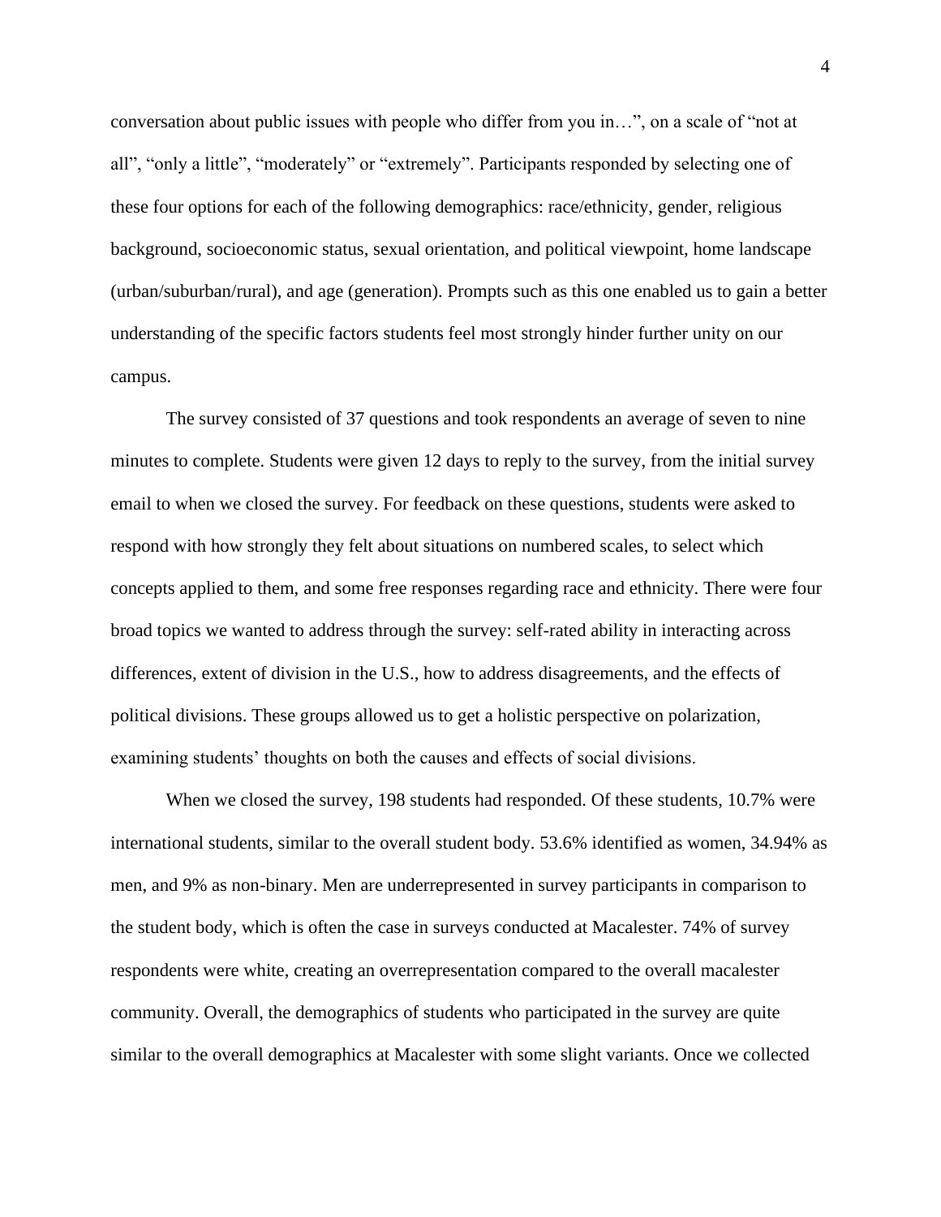conversation about public issues with people who differ from you in…", on a scale of "not at all", "only a little", "moderately" or "extremely". Participants responded by selecting one of these four options for each of the following demographics: race/ethnicity, gender, religious background, socioeconomic status, sexual orientation, and political viewpoint, home landscape (urban/suburban/rural), and age (generation). Prompts such as this one enabled us to gain a better understanding of the specific factors students feel most strongly hinder further unity on our campus.

The survey consisted of 37 questions and took respondents an average of seven to nine minutes to complete. Students were given 12 days to reply to the survey, from the initial survey email to when we closed the survey. For feedback on these questions, students were asked to respond with how strongly they felt about situations on numbered scales, to select which concepts applied to them, and some free responses regarding race and ethnicity. There were four broad topics we wanted to address through the survey: self-rated ability in interacting across differences, extent of division in the U.S., how to address disagreements, and the effects of political divisions. These groups allowed us to get a holistic perspective on polarization, examining students' thoughts on both the causes and effects of social divisions.

When we closed the survey, 198 students had responded. Of these students, 10.7% were international students, similar to the overall student body. 53.6% identified as women, 34.94% as men, and 9% as non-binary. Men are underrepresented in survey participants in comparison to the student body, which is often the case in surveys conducted at Macalester. 74% of survey respondents were white, creating an overrepresentation compared to the overall macalester community. Overall, the demographics of students who participated in the survey are quite similar to the overall demographics at Macalester with some slight variants. Once we collected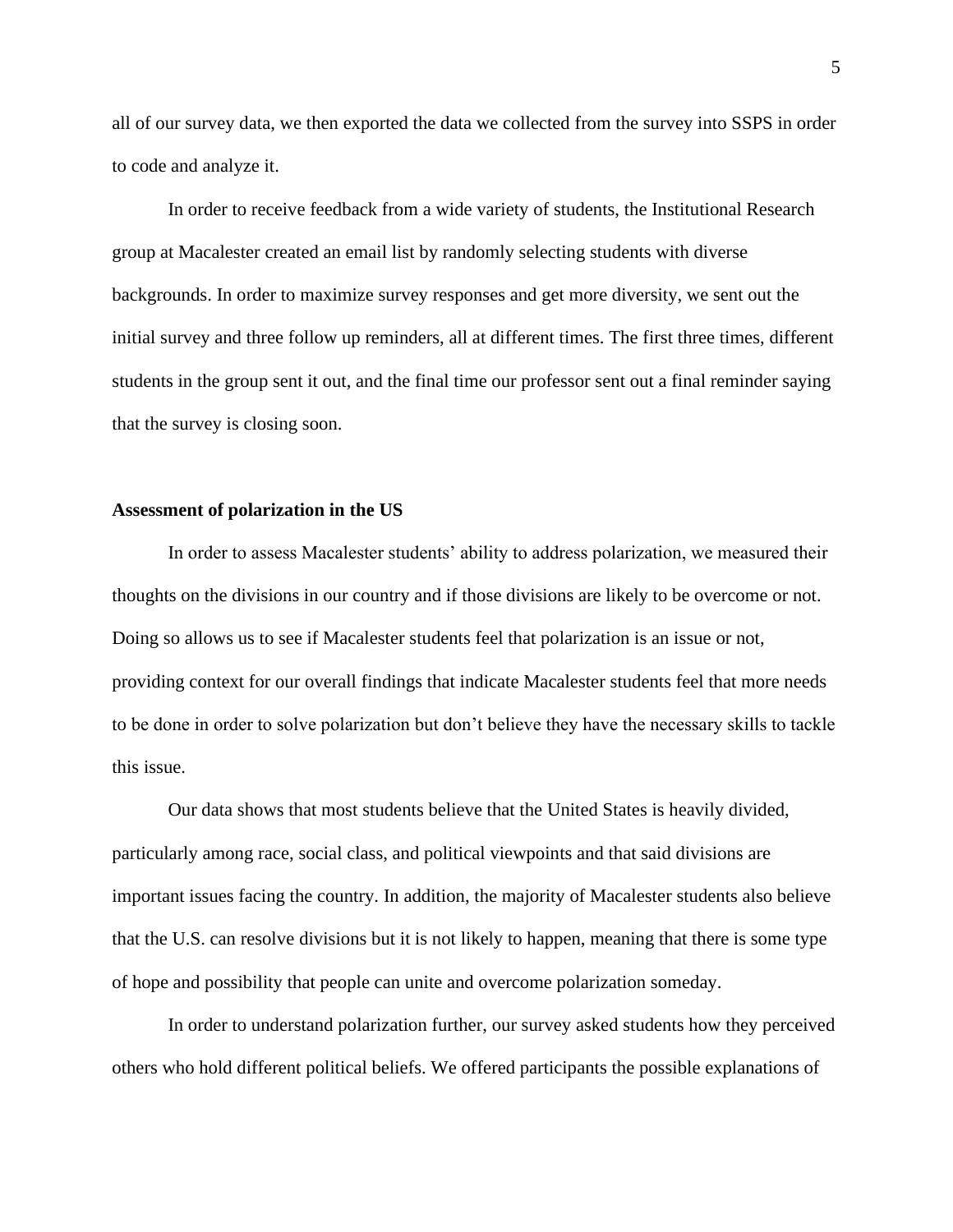all of our survey data, we then exported the data we collected from the survey into SSPS in order to code and analyze it.

In order to receive feedback from a wide variety of students, the Institutional Research group at Macalester created an email list by randomly selecting students with diverse backgrounds. In order to maximize survey responses and get more diversity, we sent out the initial survey and three follow up reminders, all at different times. The first three times, different students in the group sent it out, and the final time our professor sent out a final reminder saying that the survey is closing soon.

**Assessment of polarization in the US**

In order to assess Macalester students' ability to address polarization, we measured their thoughts on the divisions in our country and if those divisions are likely to be overcome or not. Doing so allows us to see if Macalester students feel that polarization is an issue or not, providing context for our overall findings that indicate Macalester students feel that more needs to be done in order to solve polarization but don't believe they have the necessary skills to tackle this issue.

Our data shows that most students believe that the United States is heavily divided, particularly among race, social class, and political viewpoints and that said divisions are important issues facing the country. In addition, the majority of Macalester students also believe that the U.S. can resolve divisions but it is not likely to happen, meaning that there is some type of hope and possibility that people can unite and overcome polarization someday.

In order to understand polarization further, our survey asked students how they perceived others who hold different political beliefs. We offered participants the possible explanations of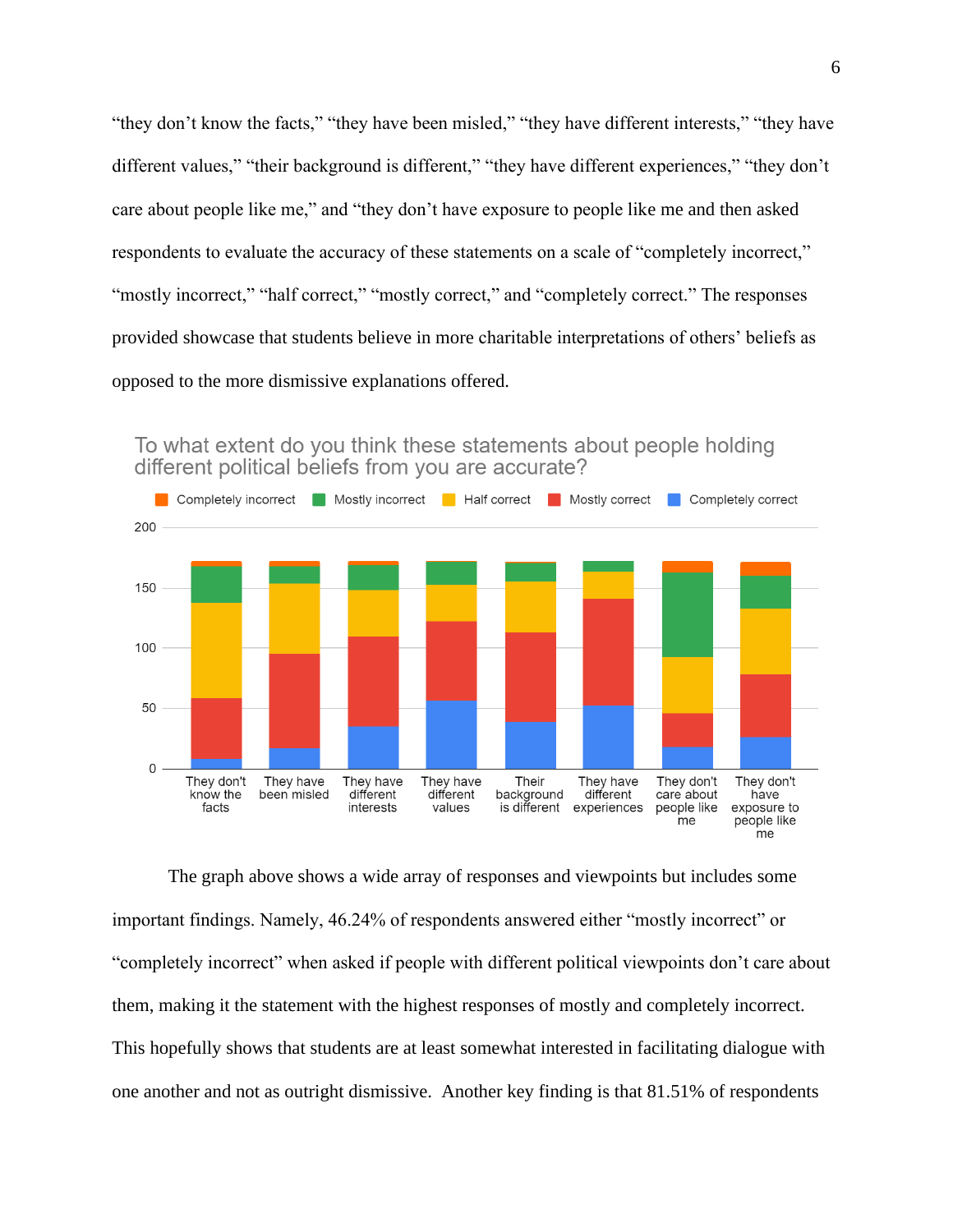"they don't know the facts," "they have been misled," "they have different interests," "they have different values," "their background is different," "they have different experiences," "they don't care about people like me," and "they don't have exposure to people like me and then asked respondents to evaluate the accuracy of these statements on a scale of "completely incorrect," "mostly incorrect," "half correct," "mostly correct," and "completely correct." The responses provided showcase that students believe in more charitable interpretations of others' beliefs as opposed to the more dismissive explanations offered.

To what extent do you think these statements about people holding different political beliefs from you are accurate?

Legend: Completely incorrect, Mostly incorrect, Half correct, Mostly correct, Completely correct

Categories: They don't know the facts; They have been misled; They have different interests; They have different values; Their background is different; They have different experiences; They don't care about people like me; They don't have exposure to people like me

The graph above shows a wide array of responses and viewpoints but includes some important findings. Namely, 46.24% of respondents answered either "mostly incorrect" or "completely incorrect" when asked if people with different political viewpoints don't care about them, making it the statement with the highest responses of mostly and completely incorrect. This hopefully shows that students are at least somewhat interested in facilitating dialogue with one another and not as outright dismissive. Another key finding is that 81.51% of respondents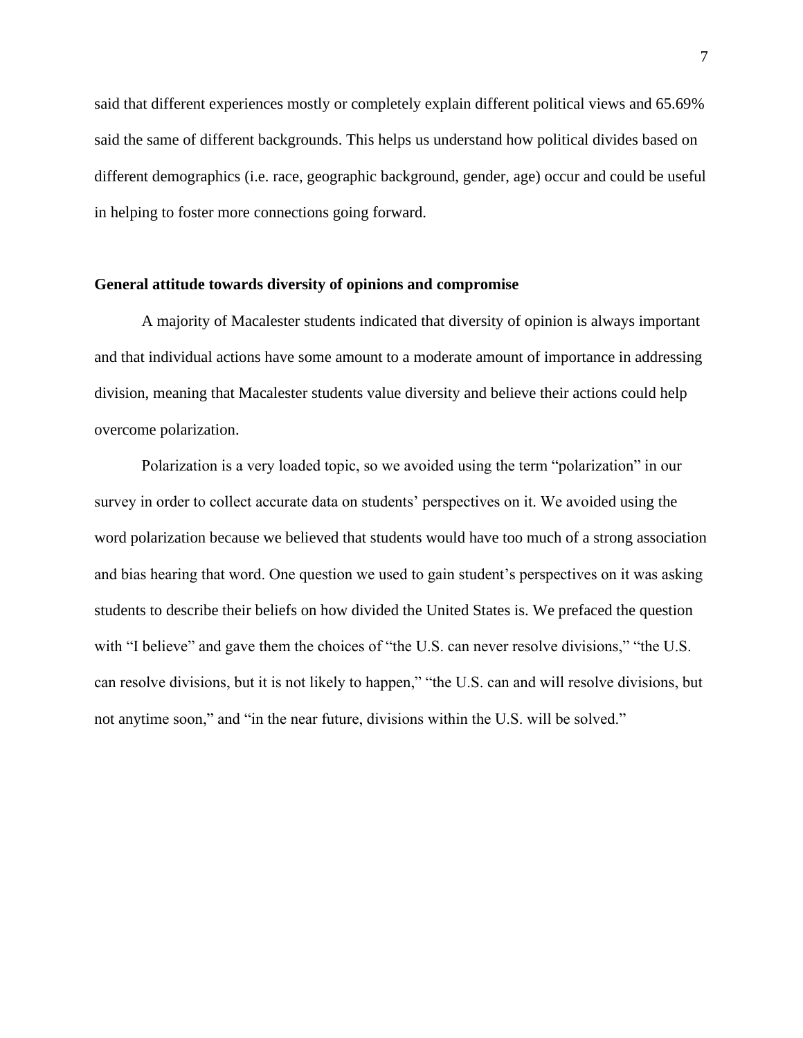said that different experiences mostly or completely explain different political views and 65.69% said the same of different backgrounds. This helps us understand how political divides based on different demographics (i.e. race, geographic background, gender, age) occur and could be useful in helping to foster more connections going forward.

**General attitude towards diversity of opinions and compromise**

A majority of Macalester students indicated that diversity of opinion is always important and that individual actions have some amount to a moderate amount of importance in addressing division, meaning that Macalester students value diversity and believe their actions could help overcome polarization.

Polarization is a very loaded topic, so we avoided using the term "polarization" in our survey in order to collect accurate data on students' perspectives on it. We avoided using the word polarization because we believed that students would have too much of a strong association and bias hearing that word. One question we used to gain student's perspectives on it was asking students to describe their beliefs on how divided the United States is. We prefaced the question with "I believe" and gave them the choices of "the U.S. can never resolve divisions," "the U.S. can resolve divisions, but it is not likely to happen," "the U.S. can and will resolve divisions, but not anytime soon," and "in the near future, divisions within the U.S. will be solved."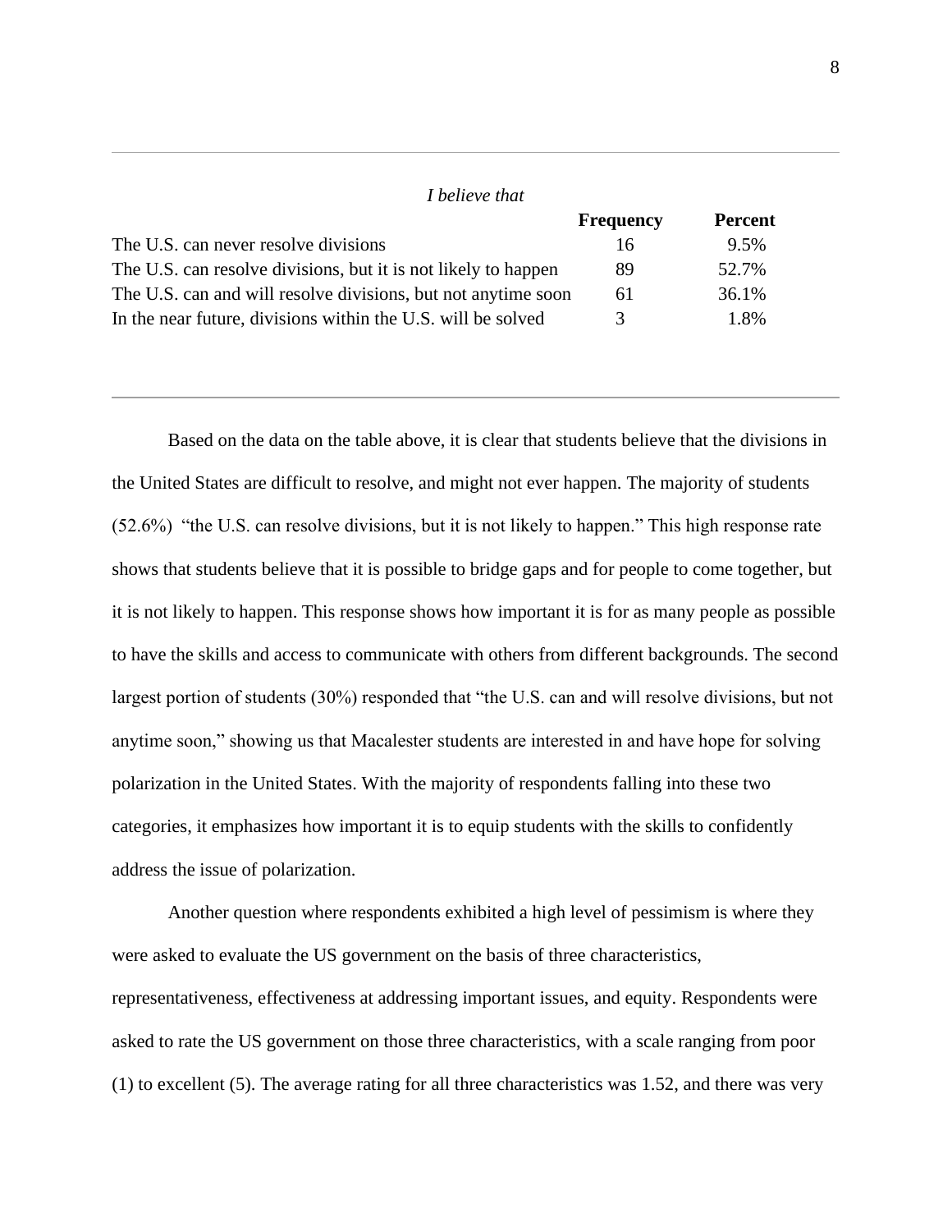| *I believe that* | Frequency | Percent |
|---|---|---|
| The U.S. can never resolve divisions | 16 | 9.5% |
| The U.S. can resolve divisions, but it is not likely to happen | 89 | 52.7% |
| The U.S. can and will resolve divisions, but not anytime soon | 61 | 36.1% |
| In the near future, divisions within the U.S. will be solved | 3 | 1.8% |

Based on the data on the table above, it is clear that students believe that the divisions in the United States are difficult to resolve, and might not ever happen. The majority of students (52.6%) "the U.S. can resolve divisions, but it is not likely to happen." This high response rate shows that students believe that it is possible to bridge gaps and for people to come together, but it is not likely to happen. This response shows how important it is for as many people as possible to have the skills and access to communicate with others from different backgrounds. The second largest portion of students (30%) responded that "the U.S. can and will resolve divisions, but not anytime soon," showing us that Macalester students are interested in and have hope for solving polarization in the United States. With the majority of respondents falling into these two categories, it emphasizes how important it is to equip students with the skills to confidently address the issue of polarization.

Another question where respondents exhibited a high level of pessimism is where they were asked to evaluate the US government on the basis of three characteristics, representativeness, effectiveness at addressing important issues, and equity. Respondents were asked to rate the US government on those three characteristics, with a scale ranging from poor (1) to excellent (5). The average rating for all three characteristics was 1.52, and there was very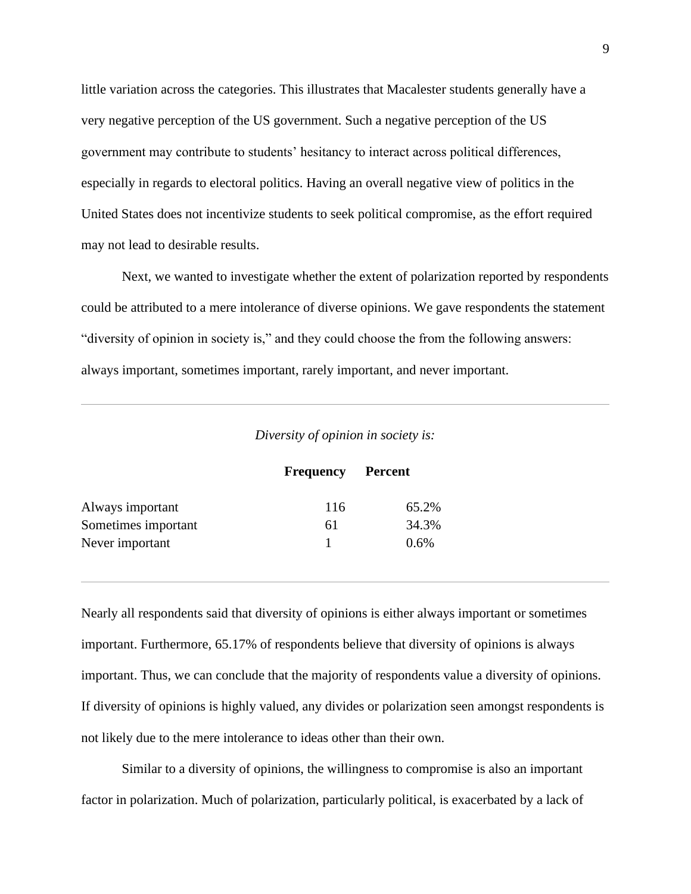little variation across the categories. This illustrates that Macalester students generally have a very negative perception of the US government. Such a negative perception of the US government may contribute to students' hesitancy to interact across political differences, especially in regards to electoral politics. Having an overall negative view of politics in the United States does not incentivize students to seek political compromise, as the effort required may not lead to desirable results.

Next, we wanted to investigate whether the extent of polarization reported by respondents could be attributed to a mere intolerance of diverse opinions. We gave respondents the statement "diversity of opinion in society is," and they could choose the from the following answers: always important, sometimes important, rarely important, and never important.

*Diversity of opinion in society is:*

| | **Frequency** | **Percent** |
|---|---|---|
| Always important | 116 | 65.2% |
| Sometimes important | 61 | 34.3% |
| Never important | 1 | 0.6% |

Nearly all respondents said that diversity of opinions is either always important or sometimes important. Furthermore, 65.17% of respondents believe that diversity of opinions is always important. Thus, we can conclude that the majority of respondents value a diversity of opinions. If diversity of opinions is highly valued, any divides or polarization seen amongst respondents is not likely due to the mere intolerance to ideas other than their own.

Similar to a diversity of opinions, the willingness to compromise is also an important factor in polarization. Much of polarization, particularly political, is exacerbated by a lack of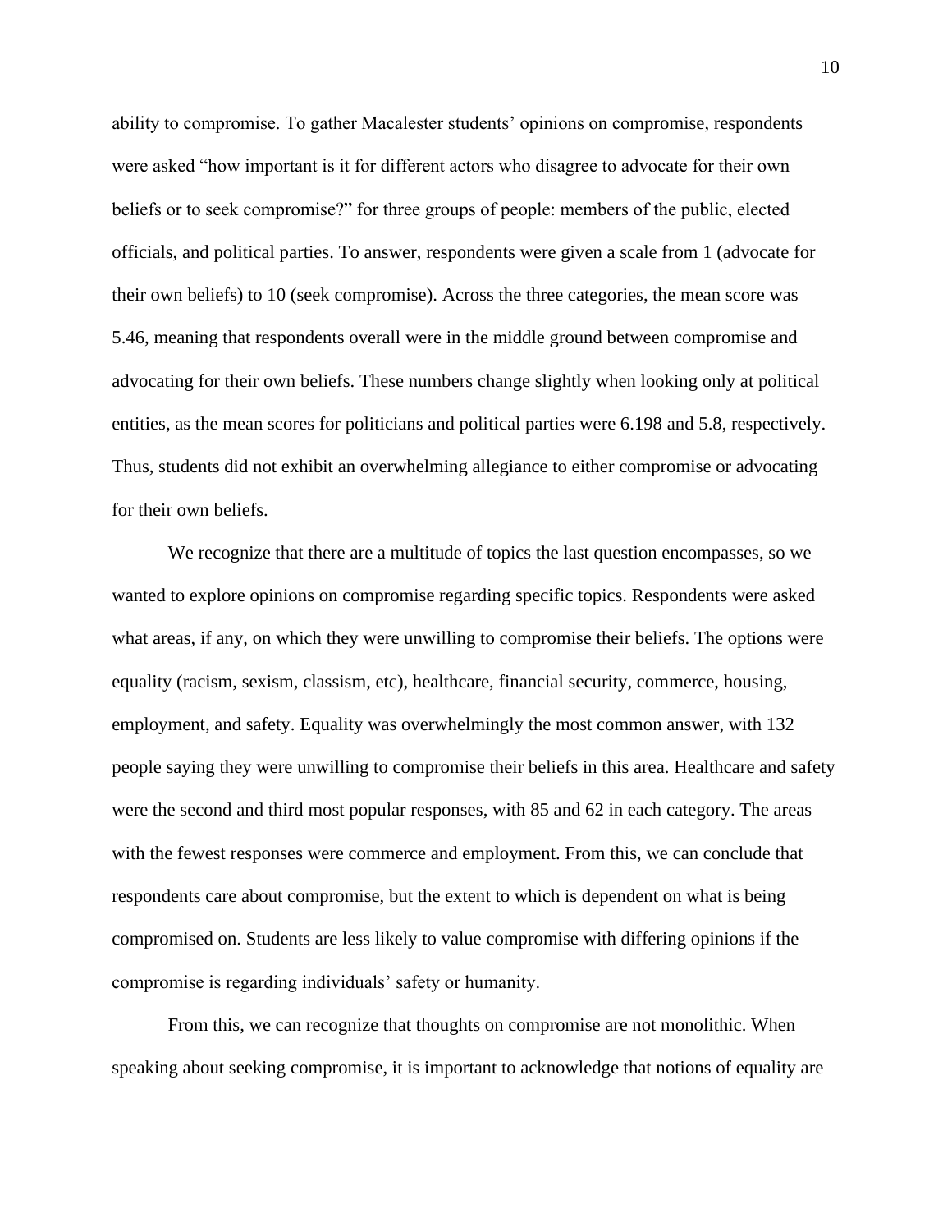ability to compromise. To gather Macalester students' opinions on compromise, respondents were asked "how important is it for different actors who disagree to advocate for their own beliefs or to seek compromise?" for three groups of people: members of the public, elected officials, and political parties. To answer, respondents were given a scale from 1 (advocate for their own beliefs) to 10 (seek compromise). Across the three categories, the mean score was 5.46, meaning that respondents overall were in the middle ground between compromise and advocating for their own beliefs. These numbers change slightly when looking only at political entities, as the mean scores for politicians and political parties were 6.198 and 5.8, respectively. Thus, students did not exhibit an overwhelming allegiance to either compromise or advocating for their own beliefs.

We recognize that there are a multitude of topics the last question encompasses, so we wanted to explore opinions on compromise regarding specific topics. Respondents were asked what areas, if any, on which they were unwilling to compromise their beliefs. The options were equality (racism, sexism, classism, etc), healthcare, financial security, commerce, housing, employment, and safety. Equality was overwhelmingly the most common answer, with 132 people saying they were unwilling to compromise their beliefs in this area. Healthcare and safety were the second and third most popular responses, with 85 and 62 in each category. The areas with the fewest responses were commerce and employment. From this, we can conclude that respondents care about compromise, but the extent to which is dependent on what is being compromised on. Students are less likely to value compromise with differing opinions if the compromise is regarding individuals' safety or humanity.

From this, we can recognize that thoughts on compromise are not monolithic. When speaking about seeking compromise, it is important to acknowledge that notions of equality are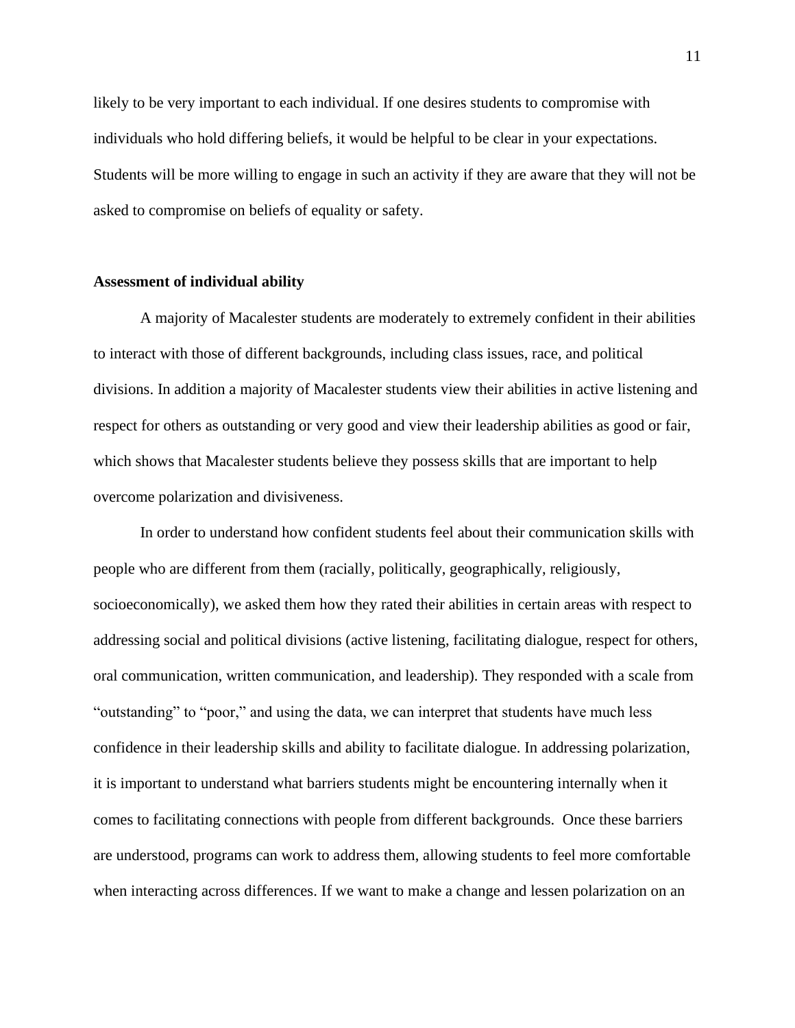likely to be very important to each individual. If one desires students to compromise with individuals who hold differing beliefs, it would be helpful to be clear in your expectations. Students will be more willing to engage in such an activity if they are aware that they will not be asked to compromise on beliefs of equality or safety.

**Assessment of individual ability**

A majority of Macalester students are moderately to extremely confident in their abilities to interact with those of different backgrounds, including class issues, race, and political divisions. In addition a majority of Macalester students view their abilities in active listening and respect for others as outstanding or very good and view their leadership abilities as good or fair, which shows that Macalester students believe they possess skills that are important to help overcome polarization and divisiveness.

In order to understand how confident students feel about their communication skills with people who are different from them (racially, politically, geographically, religiously, socioeconomically), we asked them how they rated their abilities in certain areas with respect to addressing social and political divisions (active listening, facilitating dialogue, respect for others, oral communication, written communication, and leadership). They responded with a scale from "outstanding" to "poor," and using the data, we can interpret that students have much less confidence in their leadership skills and ability to facilitate dialogue. In addressing polarization, it is important to understand what barriers students might be encountering internally when it comes to facilitating connections with people from different backgrounds. Once these barriers are understood, programs can work to address them, allowing students to feel more comfortable when interacting across differences. If we want to make a change and lessen polarization on an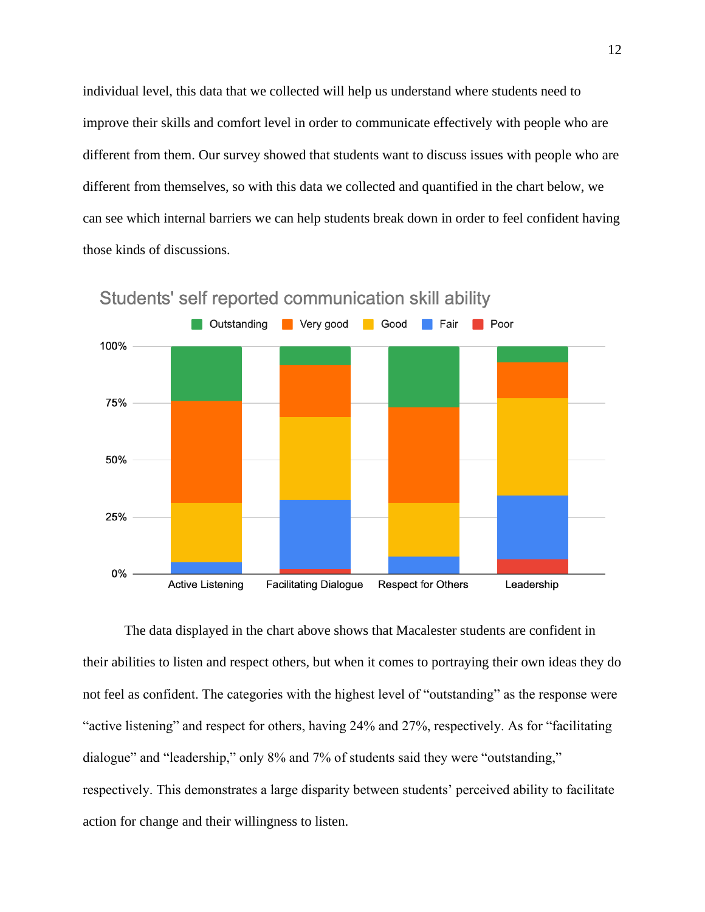individual level, this data that we collected will help us understand where students need to improve their skills and comfort level in order to communicate effectively with people who are different from them. Our survey showed that students want to discuss issues with people who are different from themselves, so with this data we collected and quantified in the chart below, we can see which internal barriers we can help students break down in order to feel confident having those kinds of discussions.

The data displayed in the chart above shows that Macalester students are confident in their abilities to listen and respect others, but when it comes to portraying their own ideas they do not feel as confident. The categories with the highest level of "outstanding" as the response were "active listening" and respect for others, having 24% and 27%, respectively. As for "facilitating dialogue" and "leadership," only 8% and 7% of students said they were "outstanding," respectively. This demonstrates a large disparity between students' perceived ability to facilitate action for change and their willingness to listen.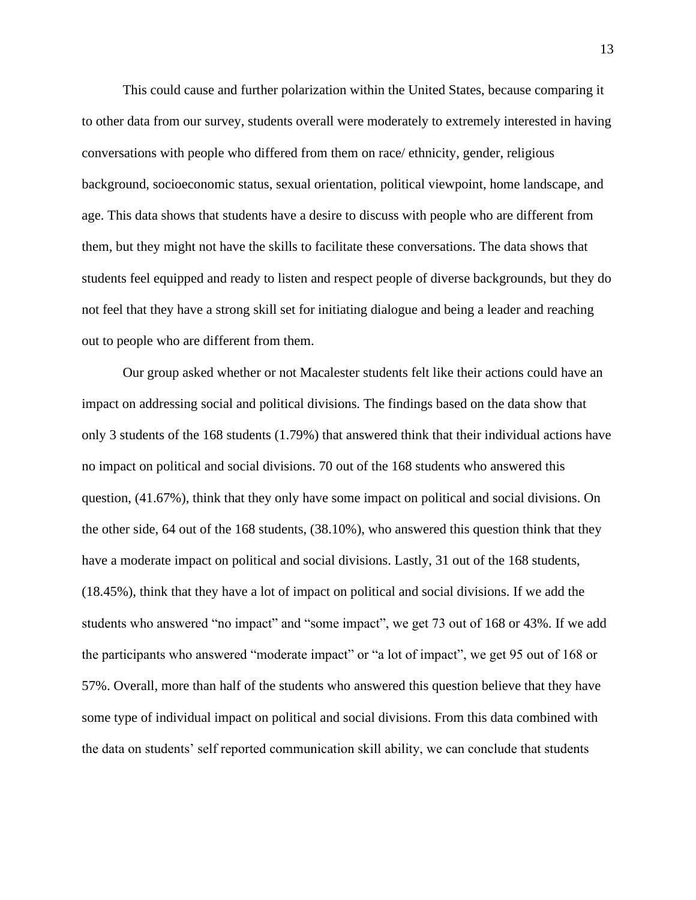This could cause and further polarization within the United States, because comparing it to other data from our survey, students overall were moderately to extremely interested in having conversations with people who differed from them on race/ ethnicity, gender, religious background, socioeconomic status, sexual orientation, political viewpoint, home landscape, and age. This data shows that students have a desire to discuss with people who are different from them, but they might not have the skills to facilitate these conversations. The data shows that students feel equipped and ready to listen and respect people of diverse backgrounds, but they do not feel that they have a strong skill set for initiating dialogue and being a leader and reaching out to people who are different from them.

Our group asked whether or not Macalester students felt like their actions could have an impact on addressing social and political divisions. The findings based on the data show that only 3 students of the 168 students (1.79%) that answered think that their individual actions have no impact on political and social divisions. 70 out of the 168 students who answered this question, (41.67%), think that they only have some impact on political and social divisions. On the other side, 64 out of the 168 students, (38.10%), who answered this question think that they have a moderate impact on political and social divisions. Lastly, 31 out of the 168 students, (18.45%), think that they have a lot of impact on political and social divisions. If we add the students who answered "no impact" and "some impact", we get 73 out of 168 or 43%. If we add the participants who answered "moderate impact" or "a lot of impact", we get 95 out of 168 or 57%. Overall, more than half of the students who answered this question believe that they have some type of individual impact on political and social divisions. From this data combined with the data on students' self reported communication skill ability, we can conclude that students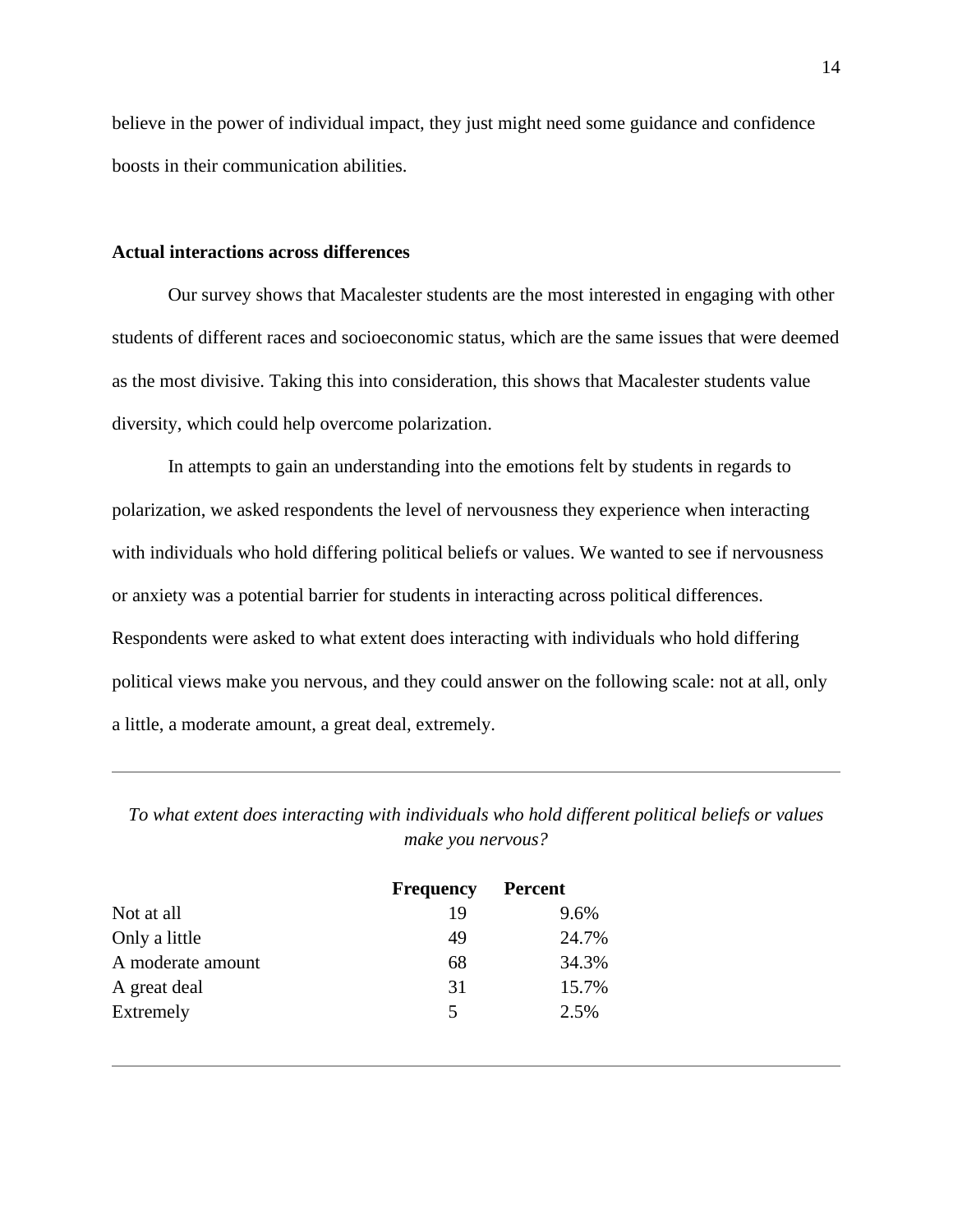believe in the power of individual impact, they just might need some guidance and confidence boosts in their communication abilities.

**Actual interactions across differences**

Our survey shows that Macalester students are the most interested in engaging with other students of different races and socioeconomic status, which are the same issues that were deemed as the most divisive. Taking this into consideration, this shows that Macalester students value diversity, which could help overcome polarization.

In attempts to gain an understanding into the emotions felt by students in regards to polarization, we asked respondents the level of nervousness they experience when interacting with individuals who hold differing political beliefs or values. We wanted to see if nervousness or anxiety was a potential barrier for students in interacting across political differences. Respondents were asked to what extent does interacting with individuals who hold differing political views make you nervous, and they could answer on the following scale: not at all, only a little, a moderate amount, a great deal, extremely.

*To what extent does interacting with individuals who hold different political beliefs or values make you nervous?*

| | **Frequency** | **Percent** |
|---|---|---|
| Not at all | 19 | 9.6% |
| Only a little | 49 | 24.7% |
| A moderate amount | 68 | 34.3% |
| A great deal | 31 | 15.7% |
| Extremely | 5 | 2.5% |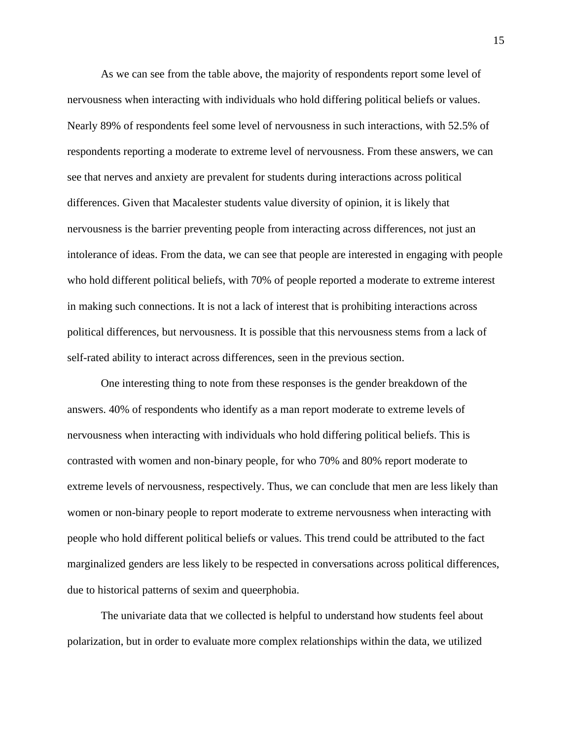As we can see from the table above, the majority of respondents report some level of nervousness when interacting with individuals who hold differing political beliefs or values. Nearly 89% of respondents feel some level of nervousness in such interactions, with 52.5% of respondents reporting a moderate to extreme level of nervousness. From these answers, we can see that nerves and anxiety are prevalent for students during interactions across political differences. Given that Macalester students value diversity of opinion, it is likely that nervousness is the barrier preventing people from interacting across differences, not just an intolerance of ideas. From the data, we can see that people are interested in engaging with people who hold different political beliefs, with 70% of people reported a moderate to extreme interest in making such connections. It is not a lack of interest that is prohibiting interactions across political differences, but nervousness. It is possible that this nervousness stems from a lack of self-rated ability to interact across differences, seen in the previous section.

One interesting thing to note from these responses is the gender breakdown of the answers. 40% of respondents who identify as a man report moderate to extreme levels of nervousness when interacting with individuals who hold differing political beliefs. This is contrasted with women and non-binary people, for who 70% and 80% report moderate to extreme levels of nervousness, respectively. Thus, we can conclude that men are less likely than women or non-binary people to report moderate to extreme nervousness when interacting with people who hold different political beliefs or values. This trend could be attributed to the fact marginalized genders are less likely to be respected in conversations across political differences, due to historical patterns of sexim and queerphobia.

The univariate data that we collected is helpful to understand how students feel about polarization, but in order to evaluate more complex relationships within the data, we utilized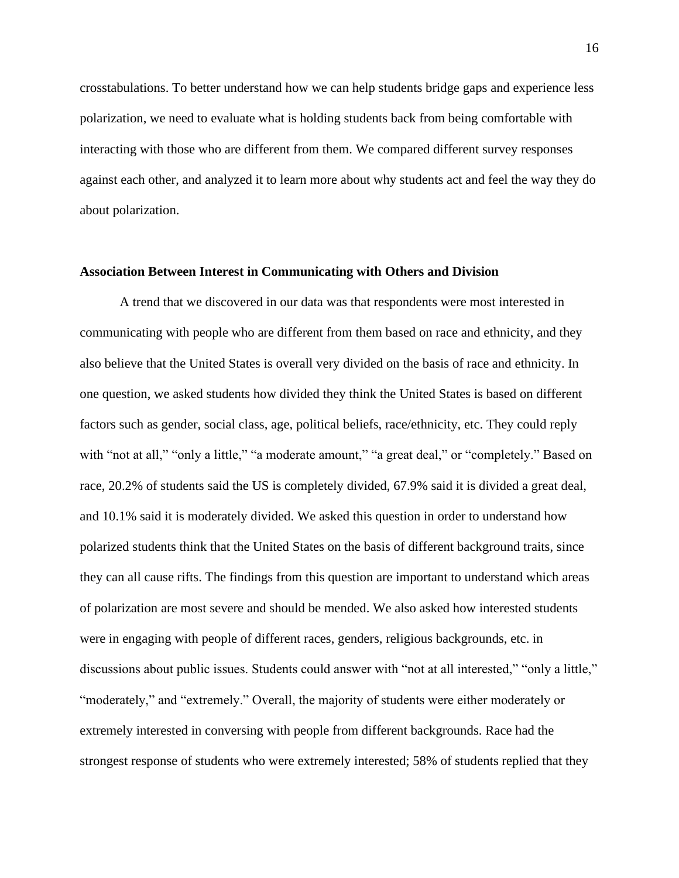crosstabulations. To better understand how we can help students bridge gaps and experience less polarization, we need to evaluate what is holding students back from being comfortable with interacting with those who are different from them. We compared different survey responses against each other, and analyzed it to learn more about why students act and feel the way they do about polarization.

### Association Between Interest in Communicating with Others and Division

A trend that we discovered in our data was that respondents were most interested in communicating with people who are different from them based on race and ethnicity, and they also believe that the United States is overall very divided on the basis of race and ethnicity. In one question, we asked students how divided they think the United States is based on different factors such as gender, social class, age, political beliefs, race/ethnicity, etc. They could reply with "not at all," "only a little," "a moderate amount," "a great deal," or "completely." Based on race, 20.2% of students said the US is completely divided, 67.9% said it is divided a great deal, and 10.1% said it is moderately divided. We asked this question in order to understand how polarized students think that the United States on the basis of different background traits, since they can all cause rifts. The findings from this question are important to understand which areas of polarization are most severe and should be mended. We also asked how interested students were in engaging with people of different races, genders, religious backgrounds, etc. in discussions about public issues. Students could answer with "not at all interested," "only a little," "moderately," and "extremely." Overall, the majority of students were either moderately or extremely interested in conversing with people from different backgrounds. Race had the strongest response of students who were extremely interested; 58% of students replied that they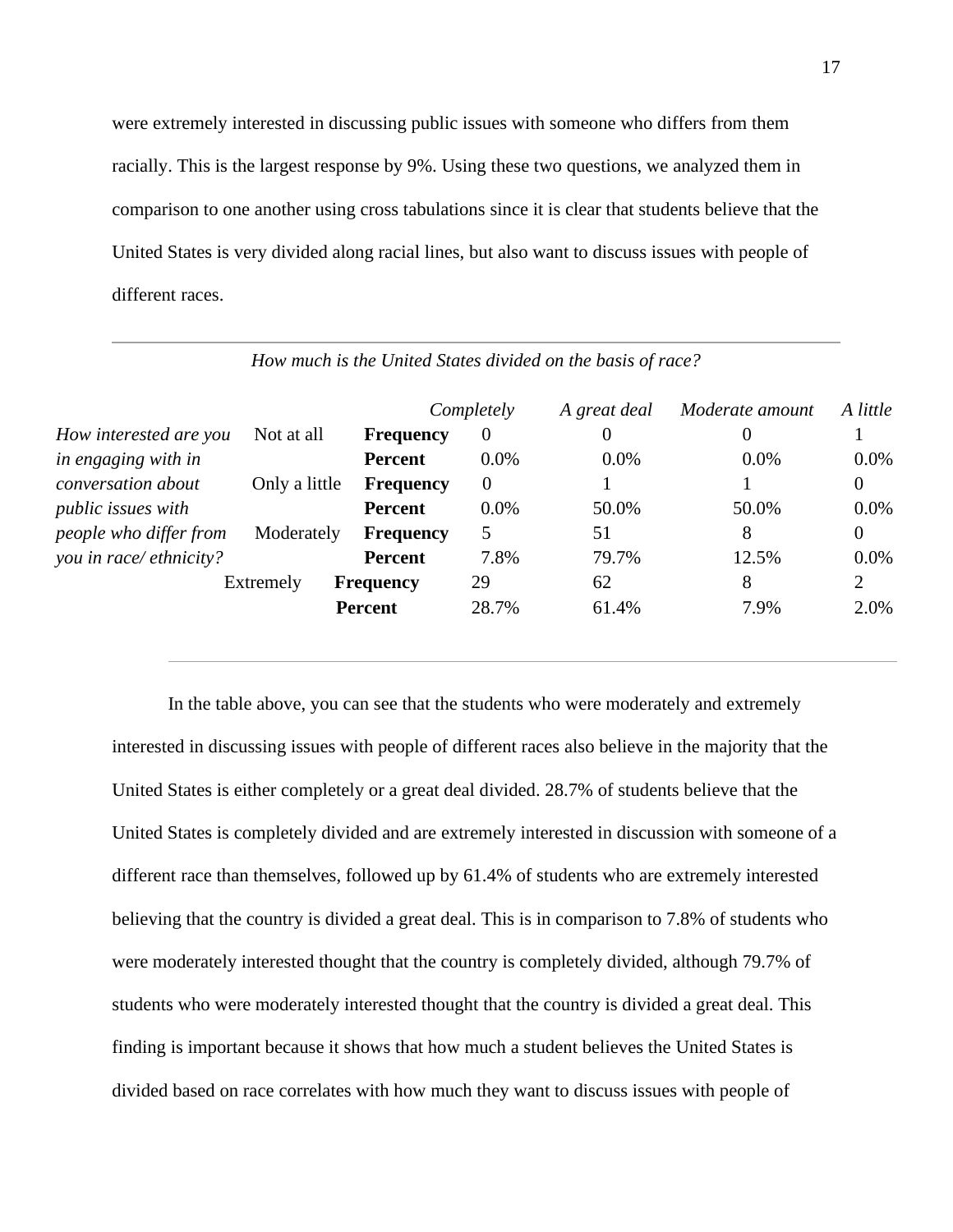were extremely interested in discussing public issues with someone who differs from them racially. This is the largest response by 9%. Using these two questions, we analyzed them in comparison to one another using cross tabulations since it is clear that students believe that the United States is very divided along racial lines, but also want to discuss issues with people of different races.

| | | | *How much is the United States divided on the basis of race?* | | | |
|---|---|---|---|---|---|---|
| | | | *Completely* | *A great deal* | *Moderate amount* | *A little* |
| *How interested are you in engaging with in conversation about public issues with people who differ from you in race/ ethnicity?* | Not at all | **Frequency** | 0 | 0 | 0 | 1 |
| | | **Percent** | 0.0% | 0.0% | 0.0% | 0.0% |
| | Only a little | **Frequency** | 0 | 1 | 1 | 0 |
| | | **Percent** | 0.0% | 50.0% | 50.0% | 0.0% |
| | Moderately | **Frequency** | 5 | 51 | 8 | 0 |
| | | **Percent** | 7.8% | 79.7% | 12.5% | 0.0% |
| | Extremely | **Frequency** | 29 | 62 | 8 | 2 |
| | | **Percent** | 28.7% | 61.4% | 7.9% | 2.0% |

In the table above, you can see that the students who were moderately and extremely interested in discussing issues with people of different races also believe in the majority that the United States is either completely or a great deal divided. 28.7% of students believe that the United States is completely divided and are extremely interested in discussion with someone of a different race than themselves, followed up by 61.4% of students who are extremely interested believing that the country is divided a great deal. This is in comparison to 7.8% of students who were moderately interested thought that the country is completely divided, although 79.7% of students who were moderately interested thought that the country is divided a great deal. This finding is important because it shows that how much a student believes the United States is divided based on race correlates with how much they want to discuss issues with people of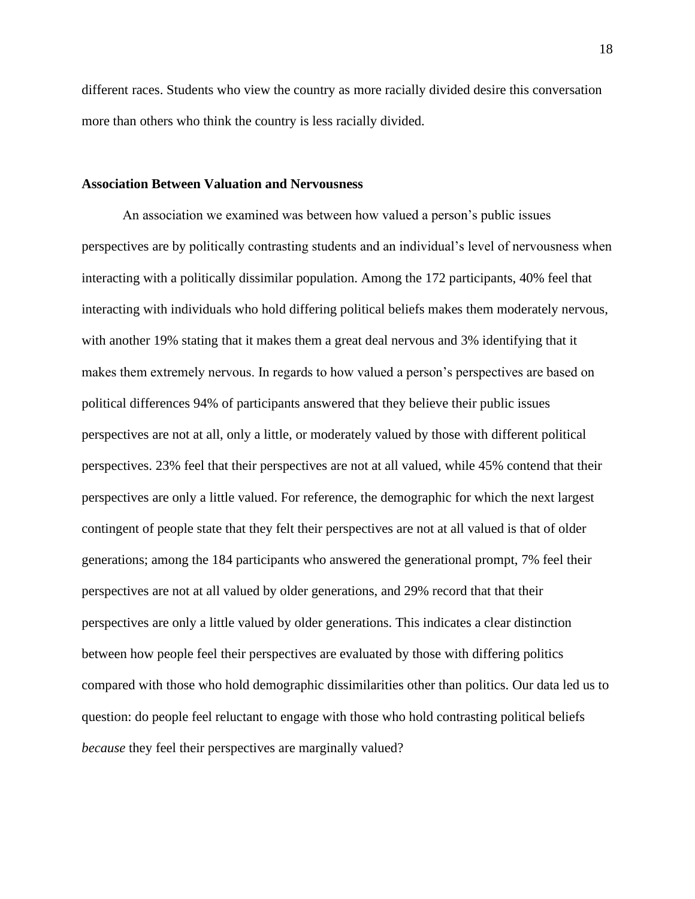different races. Students who view the country as more racially divided desire this conversation more than others who think the country is less racially divided.

### Association Between Valuation and Nervousness

An association we examined was between how valued a person's public issues perspectives are by politically contrasting students and an individual's level of nervousness when interacting with a politically dissimilar population. Among the 172 participants, 40% feel that interacting with individuals who hold differing political beliefs makes them moderately nervous, with another 19% stating that it makes them a great deal nervous and 3% identifying that it makes them extremely nervous. In regards to how valued a person's perspectives are based on political differences 94% of participants answered that they believe their public issues perspectives are not at all, only a little, or moderately valued by those with different political perspectives. 23% feel that their perspectives are not at all valued, while 45% contend that their perspectives are only a little valued. For reference, the demographic for which the next largest contingent of people state that they felt their perspectives are not at all valued is that of older generations; among the 184 participants who answered the generational prompt, 7% feel their perspectives are not at all valued by older generations, and 29% record that that their perspectives are only a little valued by older generations. This indicates a clear distinction between how people feel their perspectives are evaluated by those with differing politics compared with those who hold demographic dissimilarities other than politics. Our data led us to question: do people feel reluctant to engage with those who hold contrasting political beliefs *because* they feel their perspectives are marginally valued?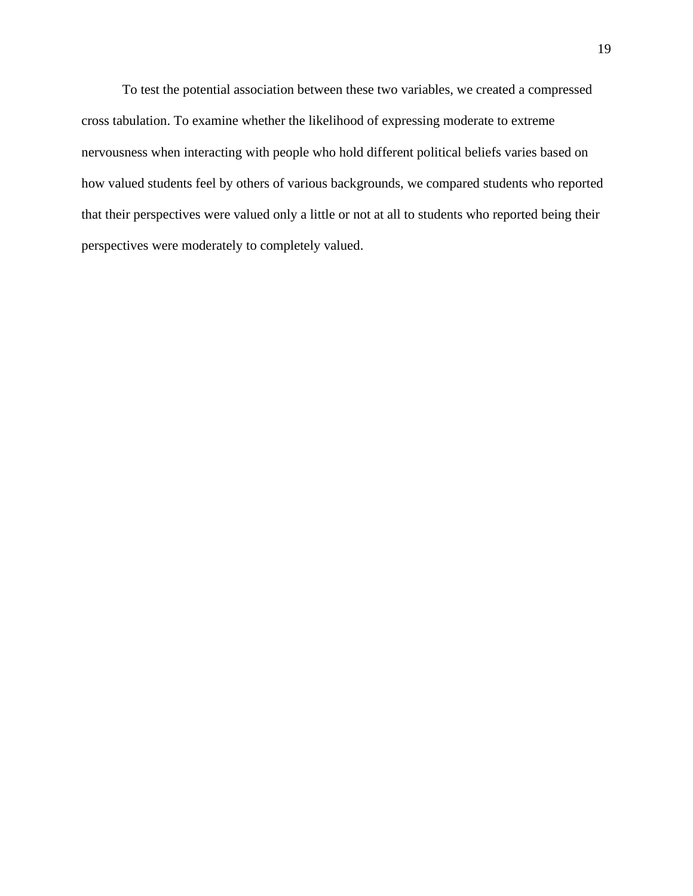To test the potential association between these two variables, we created a compressed cross tabulation. To examine whether the likelihood of expressing moderate to extreme nervousness when interacting with people who hold different political beliefs varies based on how valued students feel by others of various backgrounds, we compared students who reported that their perspectives were valued only a little or not at all to students who reported being their perspectives were moderately to completely valued.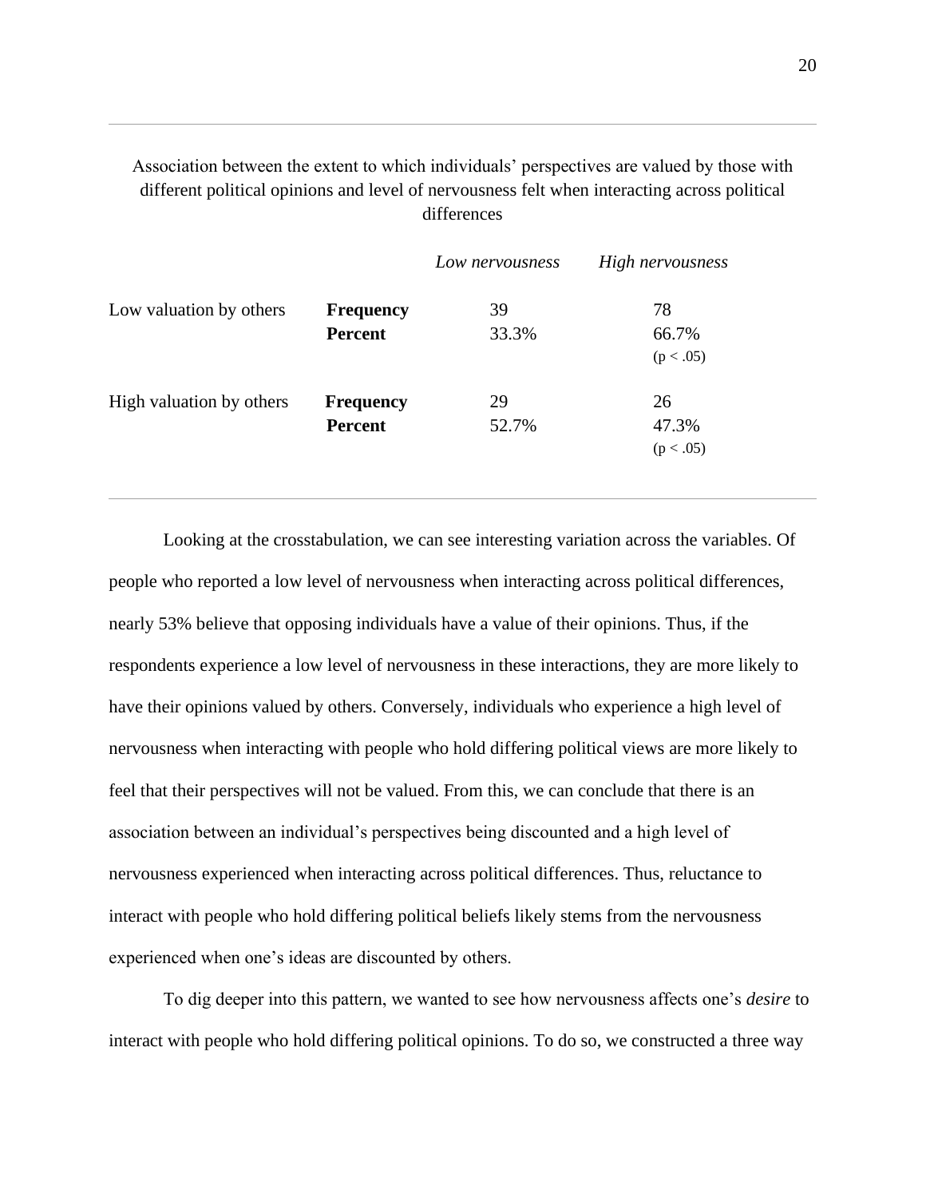Association between the extent to which individuals' perspectives are valued by those with different political opinions and level of nervousness felt when interacting across political differences

| | | *Low nervousness* | *High nervousness* |
|---|---|---|---|
| Low valuation by others | **Frequency** | 39 | 78 |
| | **Percent** | 33.3% | 66.7% |
| | | | ($p < .05$) |
| High valuation by others | **Frequency** | 29 | 26 |
| | **Percent** | 52.7% | 47.3% |
| | | | ($p < .05$) |

Looking at the crosstabulation, we can see interesting variation across the variables. Of people who reported a low level of nervousness when interacting across political differences, nearly 53% believe that opposing individuals have a value of their opinions. Thus, if the respondents experience a low level of nervousness in these interactions, they are more likely to have their opinions valued by others. Conversely, individuals who experience a high level of nervousness when interacting with people who hold differing political views are more likely to feel that their perspectives will not be valued. From this, we can conclude that there is an association between an individual's perspectives being discounted and a high level of nervousness experienced when interacting across political differences. Thus, reluctance to interact with people who hold differing political beliefs likely stems from the nervousness experienced when one's ideas are discounted by others.

To dig deeper into this pattern, we wanted to see how nervousness affects one's *desire* to interact with people who hold differing political opinions. To do so, we constructed a three way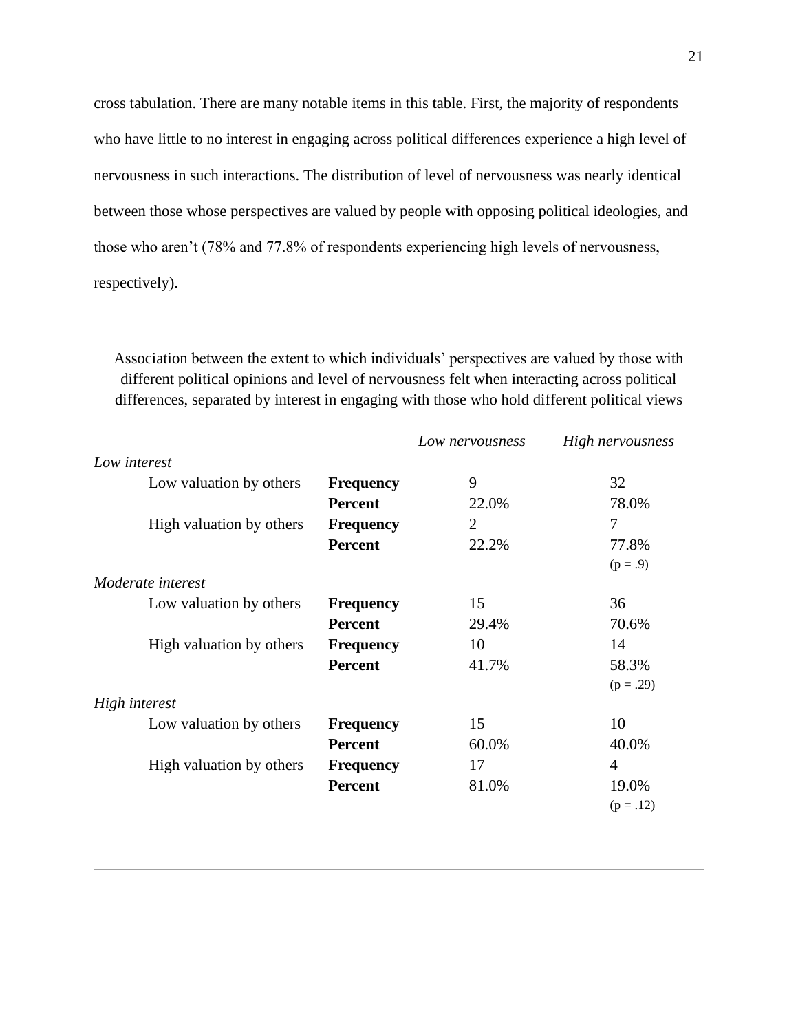cross tabulation. There are many notable items in this table. First, the majority of respondents who have little to no interest in engaging across political differences experience a high level of nervousness in such interactions. The distribution of level of nervousness was nearly identical between those whose perspectives are valued by people with opposing political ideologies, and those who aren't (78% and 77.8% of respondents experiencing high levels of nervousness, respectively).

Association between the extent to which individuals' perspectives are valued by those with different political opinions and level of nervousness felt when interacting across political differences, separated by interest in engaging with those who hold different political views

| | | | *Low nervousness* | *High nervousness* |
|---|---|---|---|---|
| *Low interest* | | | | |
| | Low valuation by others | **Frequency** | 9 | 32 |
| | | **Percent** | 22.0% | 78.0% |
| | High valuation by others | **Frequency** | 2 | 7 |
| | | **Percent** | 22.2% | 77.8% |
| | | | | ($p = .9$) |
| *Moderate interest* | | | | |
| | Low valuation by others | **Frequency** | 15 | 36 |
| | | **Percent** | 29.4% | 70.6% |
| | High valuation by others | **Frequency** | 10 | 14 |
| | | **Percent** | 41.7% | 58.3% |
| | | | | ($p = .29$) |
| *High interest* | | | | |
| | Low valuation by others | **Frequency** | 15 | 10 |
| | | **Percent** | 60.0% | 40.0% |
| | High valuation by others | **Frequency** | 17 | 4 |
| | | **Percent** | 81.0% | 19.0% |
| | | | | ($p = .12$) |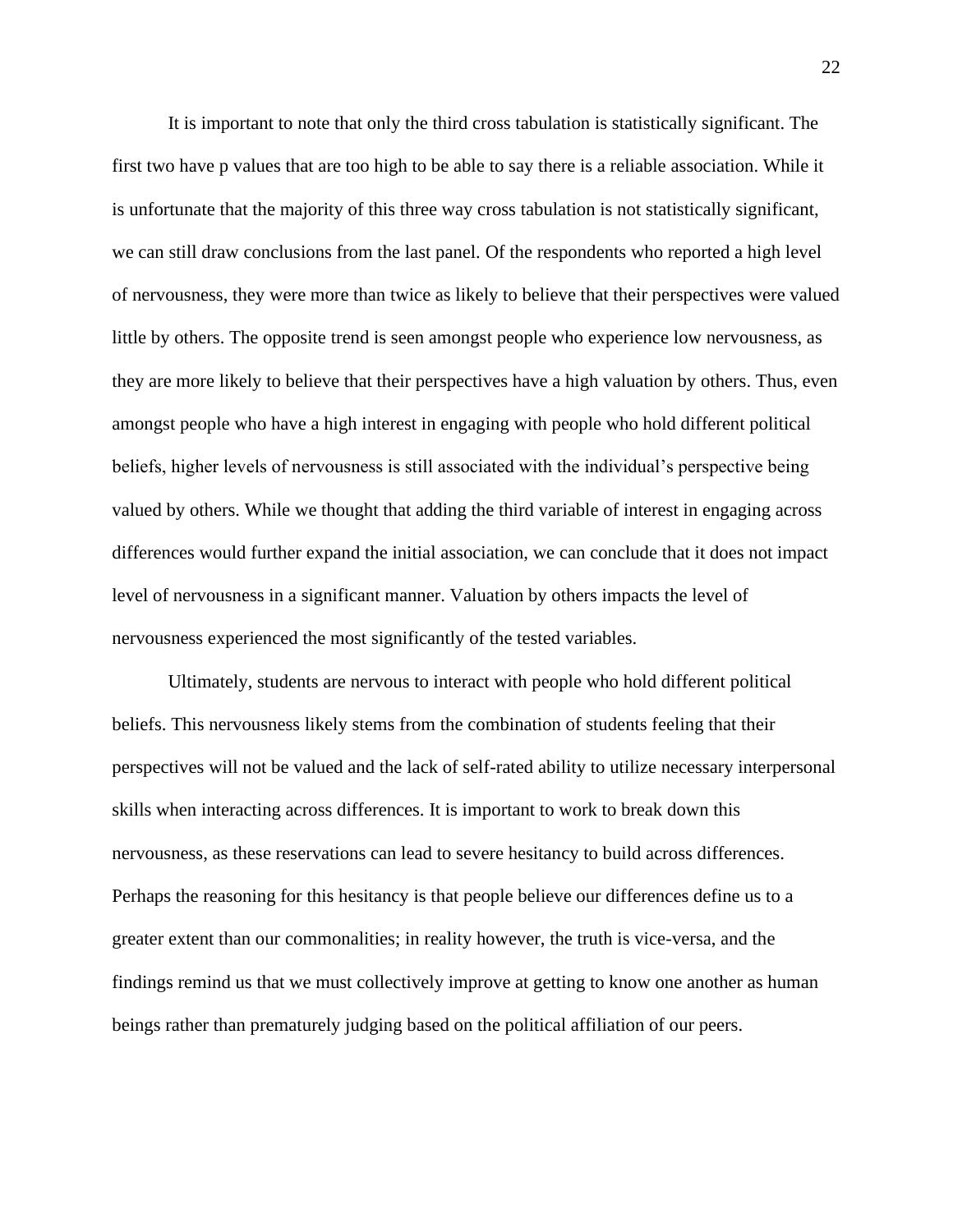It is important to note that only the third cross tabulation is statistically significant. The first two have p values that are too high to be able to say there is a reliable association. While it is unfortunate that the majority of this three way cross tabulation is not statistically significant, we can still draw conclusions from the last panel. Of the respondents who reported a high level of nervousness, they were more than twice as likely to believe that their perspectives were valued little by others. The opposite trend is seen amongst people who experience low nervousness, as they are more likely to believe that their perspectives have a high valuation by others. Thus, even amongst people who have a high interest in engaging with people who hold different political beliefs, higher levels of nervousness is still associated with the individual's perspective being valued by others. While we thought that adding the third variable of interest in engaging across differences would further expand the initial association, we can conclude that it does not impact level of nervousness in a significant manner. Valuation by others impacts the level of nervousness experienced the most significantly of the tested variables.

Ultimately, students are nervous to interact with people who hold different political beliefs. This nervousness likely stems from the combination of students feeling that their perspectives will not be valued and the lack of self-rated ability to utilize necessary interpersonal skills when interacting across differences. It is important to work to break down this nervousness, as these reservations can lead to severe hesitancy to build across differences. Perhaps the reasoning for this hesitancy is that people believe our differences define us to a greater extent than our commonalities; in reality however, the truth is vice-versa, and the findings remind us that we must collectively improve at getting to know one another as human beings rather than prematurely judging based on the political affiliation of our peers.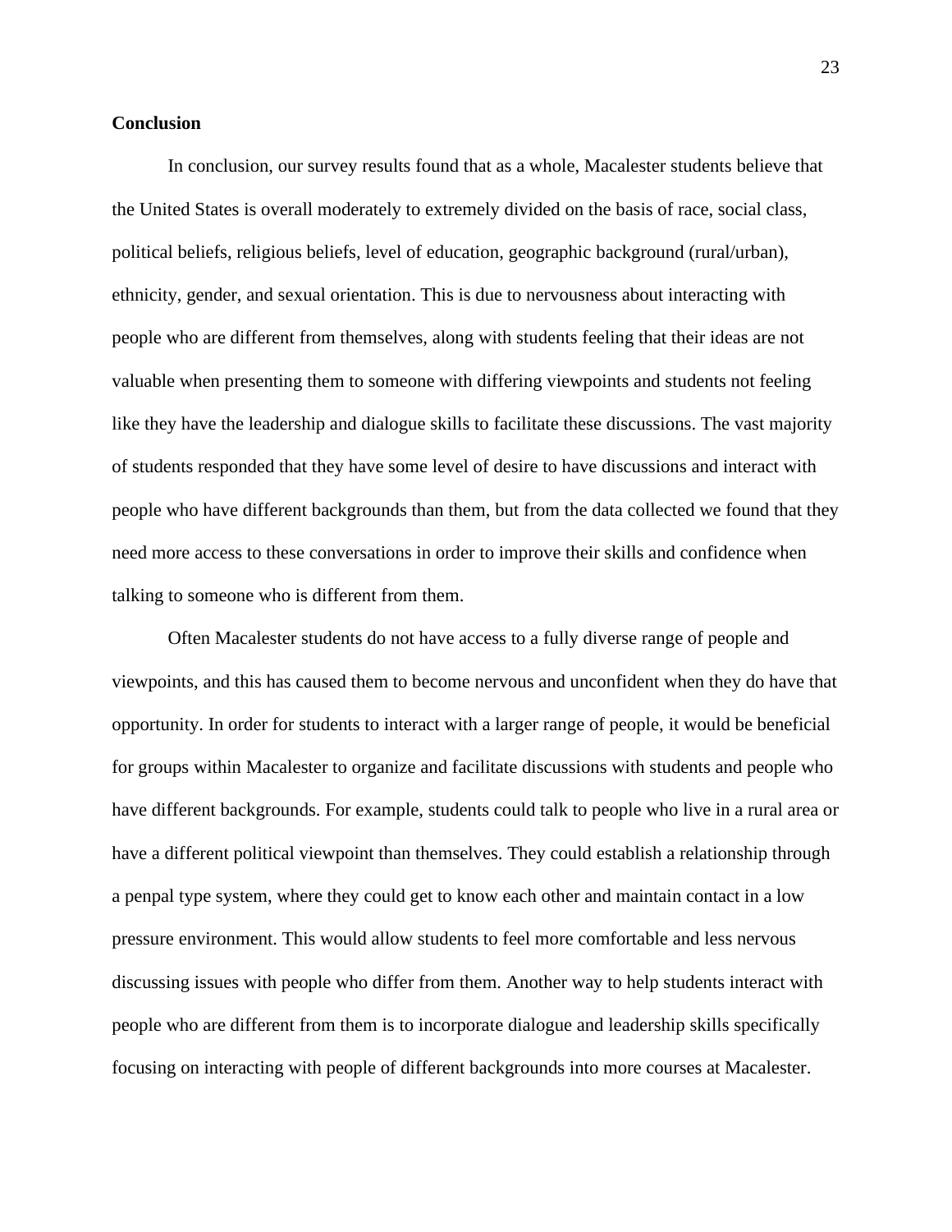**Conclusion**

In conclusion, our survey results found that as a whole, Macalester students believe that the United States is overall moderately to extremely divided on the basis of race, social class, political beliefs, religious beliefs, level of education, geographic background (rural/urban), ethnicity, gender, and sexual orientation. This is due to nervousness about interacting with people who are different from themselves, along with students feeling that their ideas are not valuable when presenting them to someone with differing viewpoints and students not feeling like they have the leadership and dialogue skills to facilitate these discussions. The vast majority of students responded that they have some level of desire to have discussions and interact with people who have different backgrounds than them, but from the data collected we found that they need more access to these conversations in order to improve their skills and confidence when talking to someone who is different from them.

Often Macalester students do not have access to a fully diverse range of people and viewpoints, and this has caused them to become nervous and unconfident when they do have that opportunity. In order for students to interact with a larger range of people, it would be beneficial for groups within Macalester to organize and facilitate discussions with students and people who have different backgrounds. For example, students could talk to people who live in a rural area or have a different political viewpoint than themselves. They could establish a relationship through a penpal type system, where they could get to know each other and maintain contact in a low pressure environment. This would allow students to feel more comfortable and less nervous discussing issues with people who differ from them. Another way to help students interact with people who are different from them is to incorporate dialogue and leadership skills specifically focusing on interacting with people of different backgrounds into more courses at Macalester.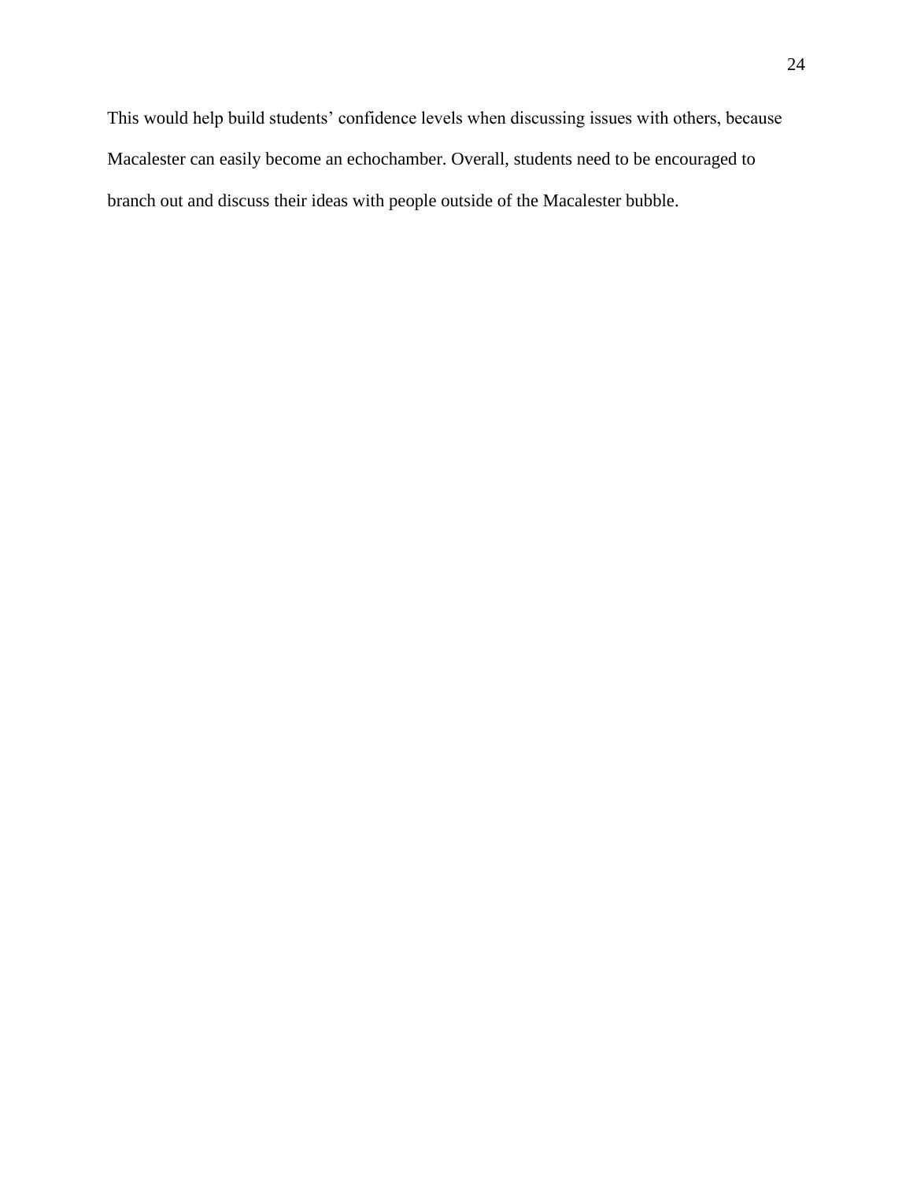This would help build students' confidence levels when discussing issues with others, because Macalester can easily become an echochamber. Overall, students need to be encouraged to branch out and discuss their ideas with people outside of the Macalester bubble.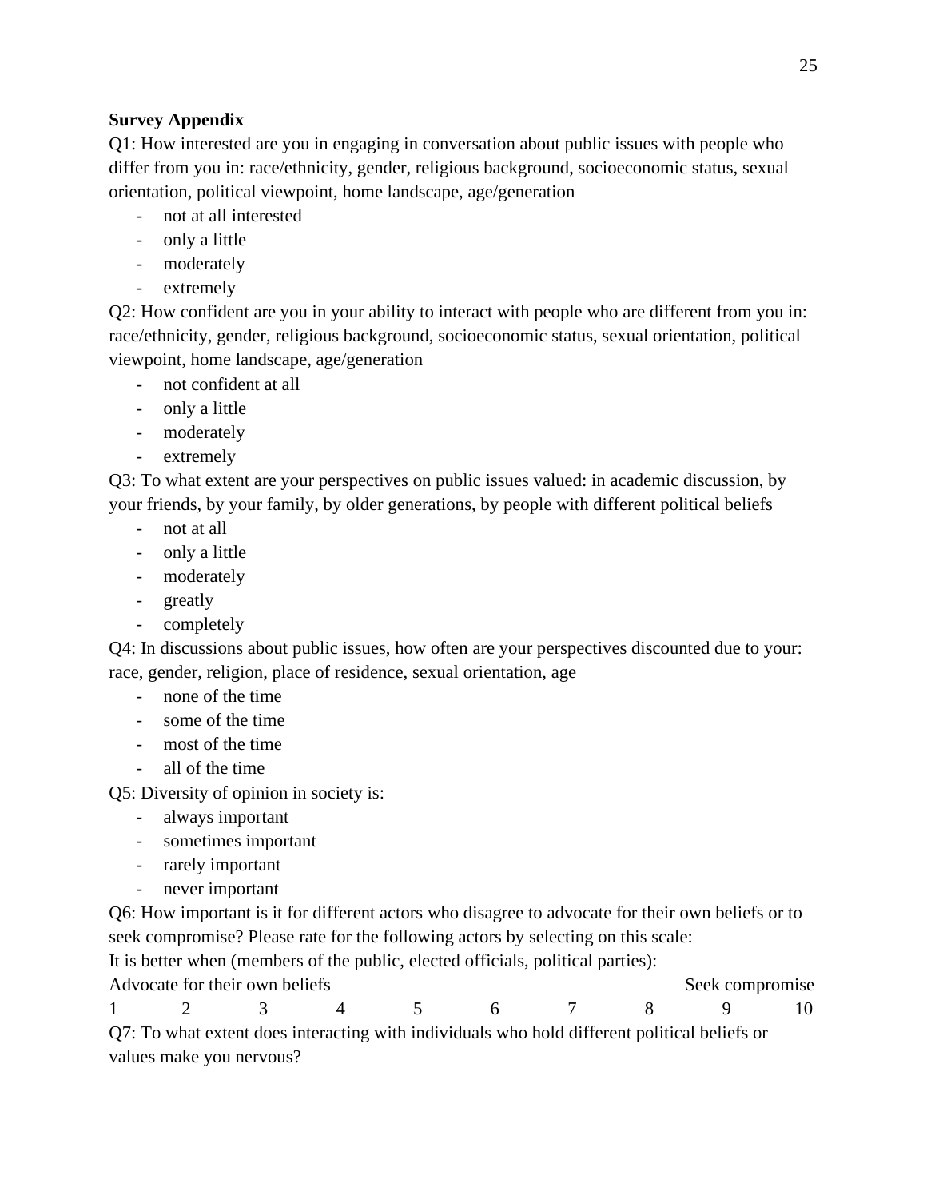**Survey Appendix**

Q1: How interested are you in engaging in conversation about public issues with people who differ from you in: race/ethnicity, gender, religious background, socioeconomic status, sexual orientation, political viewpoint, home landscape, age/generation

- not at all interested
- only a little
- moderately
- extremely

Q2: How confident are you in your ability to interact with people who are different from you in: race/ethnicity, gender, religious background, socioeconomic status, sexual orientation, political viewpoint, home landscape, age/generation

- not confident at all
- only a little
- moderately
- extremely

Q3: To what extent are your perspectives on public issues valued: in academic discussion, by your friends, by your family, by older generations, by people with different political beliefs

- not at all
- only a little
- moderately
- greatly
- completely

Q4: In discussions about public issues, how often are your perspectives discounted due to your: race, gender, religion, place of residence, sexual orientation, age

- none of the time
- some of the time
- most of the time
- all of the time

Q5: Diversity of opinion in society is:

- always important
- sometimes important
- rarely important
- never important

Q6: How important is it for different actors who disagree to advocate for their own beliefs or to seek compromise? Please rate for the following actors by selecting on this scale:

It is better when (members of the public, elected officials, political parties):

| Advocate for their own beliefs | | | | | | | | | Seek compromise |
|---|---|---|---|---|---|---|---|---|---|
| 1 | 2 | 3 | 4 | 5 | 6 | 7 | 8 | 9 | 10 |

Q7: To what extent does interacting with individuals who hold different political beliefs or values make you nervous?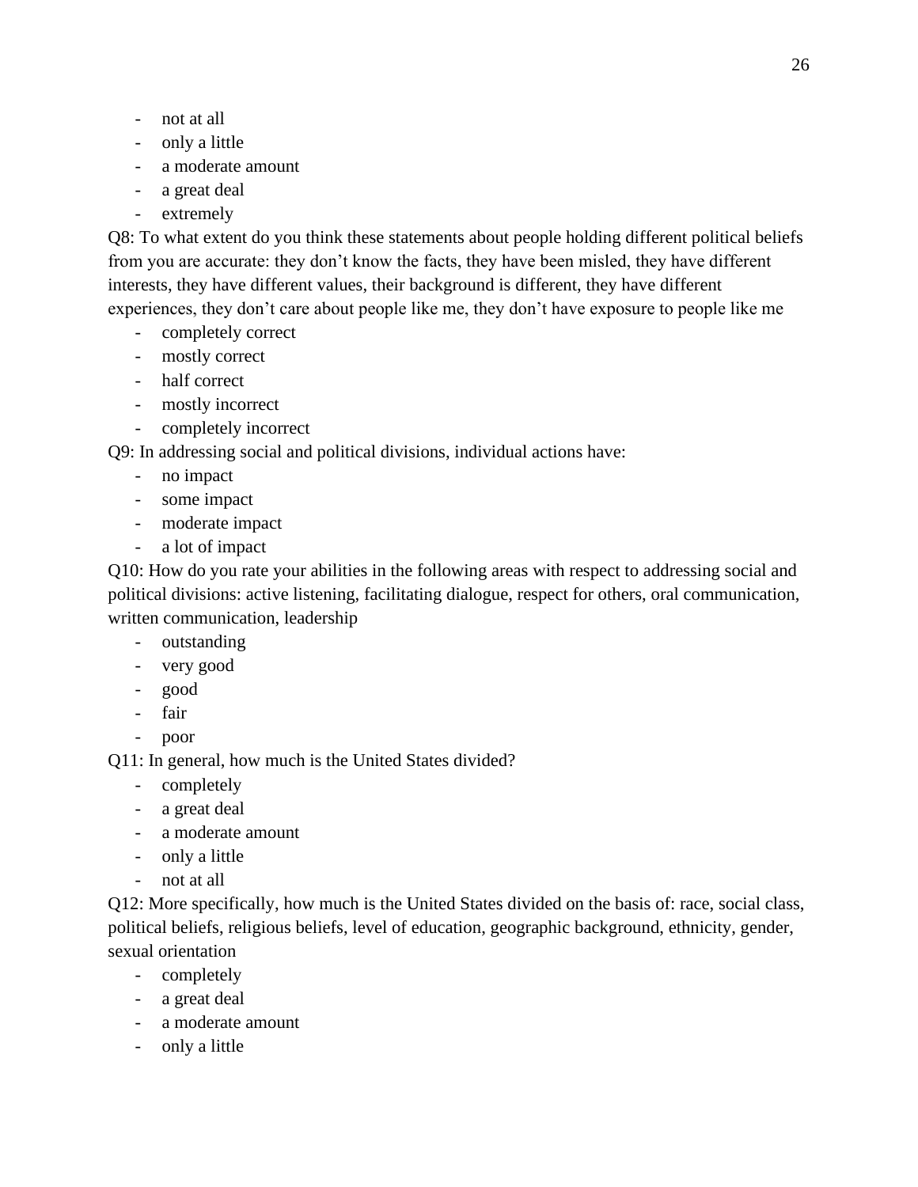- not at all
- only a little
- a moderate amount
- a great deal
- extremely

Q8: To what extent do you think these statements about people holding different political beliefs from you are accurate: they don't know the facts, they have been misled, they have different interests, they have different values, their background is different, they have different experiences, they don't care about people like me, they don't have exposure to people like me

- completely correct
- mostly correct
- half correct
- mostly incorrect
- completely incorrect

Q9: In addressing social and political divisions, individual actions have:

- no impact
- some impact
- moderate impact
- a lot of impact

Q10: How do you rate your abilities in the following areas with respect to addressing social and political divisions: active listening, facilitating dialogue, respect for others, oral communication, written communication, leadership

- outstanding
- very good
- good
- fair
- poor

Q11: In general, how much is the United States divided?

- completely
- a great deal
- a moderate amount
- only a little
- not at all

Q12: More specifically, how much is the United States divided on the basis of: race, social class, political beliefs, religious beliefs, level of education, geographic background, ethnicity, gender, sexual orientation

- completely
- a great deal
- a moderate amount
- only a little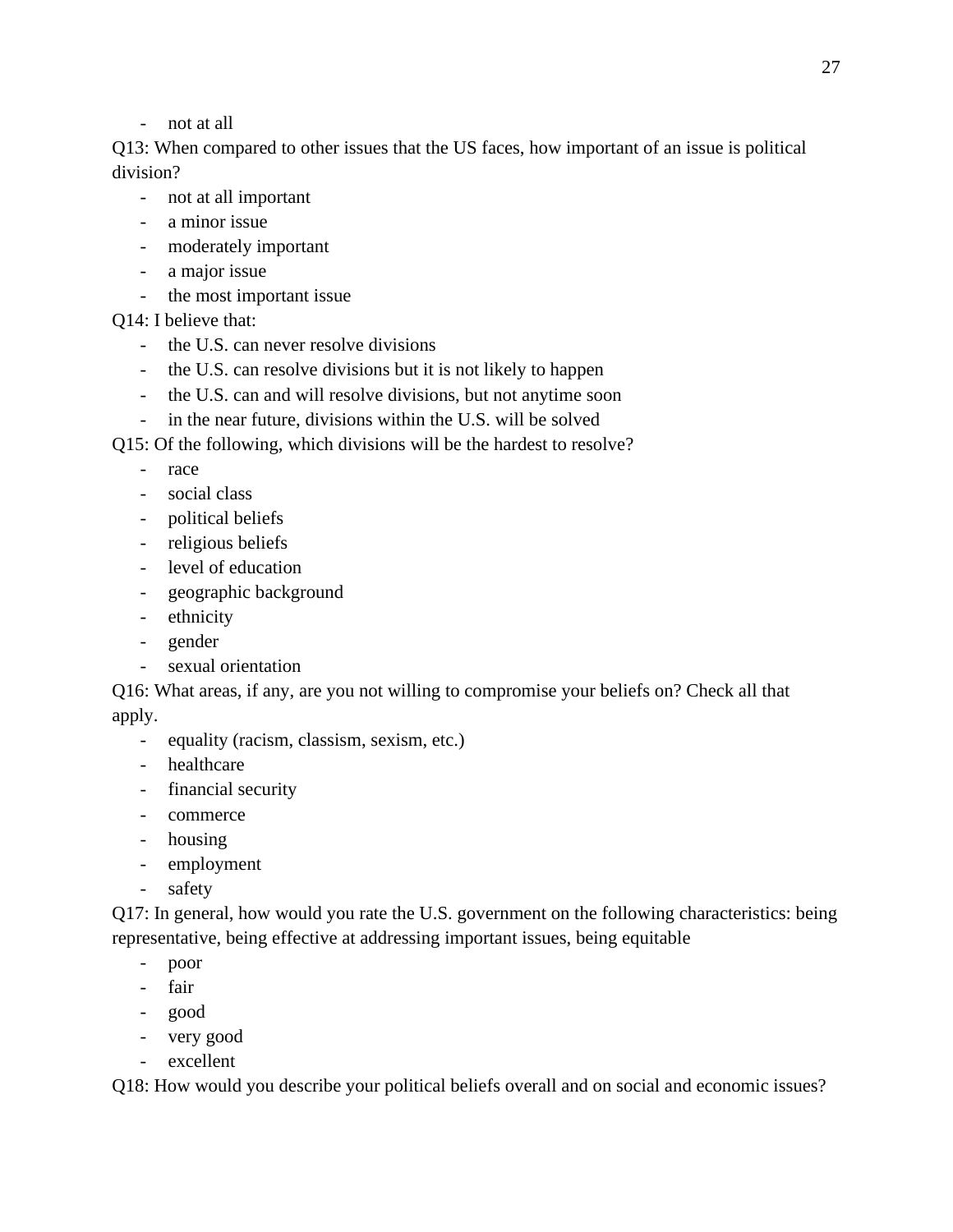- not at all

Q13: When compared to other issues that the US faces, how important of an issue is political division?

- not at all important
- a minor issue
- moderately important
- a major issue
- the most important issue

Q14: I believe that:

- the U.S. can never resolve divisions
- the U.S. can resolve divisions but it is not likely to happen
- the U.S. can and will resolve divisions, but not anytime soon
- in the near future, divisions within the U.S. will be solved

Q15: Of the following, which divisions will be the hardest to resolve?

- race
- social class
- political beliefs
- religious beliefs
- level of education
- geographic background
- ethnicity
- gender
- sexual orientation

Q16: What areas, if any, are you not willing to compromise your beliefs on? Check all that apply.

- equality (racism, classism, sexism, etc.)
- healthcare
- financial security
- commerce
- housing
- employment
- safety

Q17: In general, how would you rate the U.S. government on the following characteristics: being representative, being effective at addressing important issues, being equitable

- poor
- fair
- good
- very good
- excellent

Q18: How would you describe your political beliefs overall and on social and economic issues?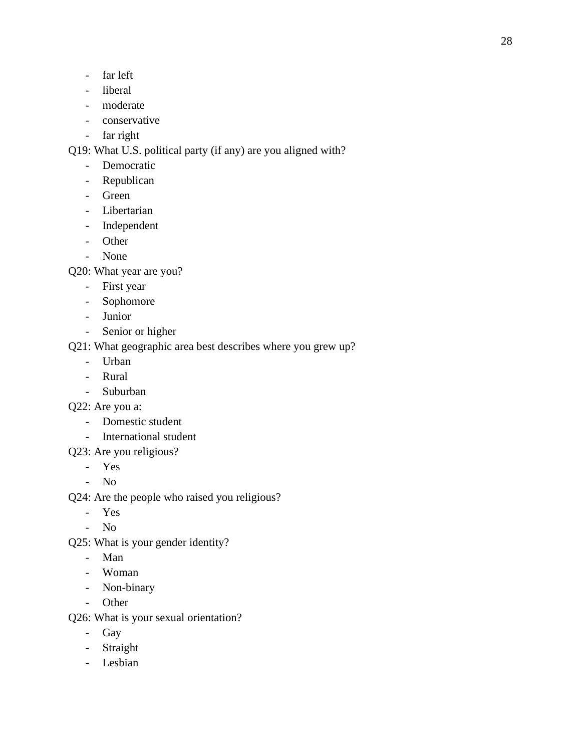- far left
- liberal
- moderate
- conservative
- far right

Q19: What U.S. political party (if any) are you aligned with?

- Democratic
- Republican
- Green
- Libertarian
- Independent
- Other
- None

Q20: What year are you?

- First year
- Sophomore
- Junior
- Senior or higher

Q21: What geographic area best describes where you grew up?

- Urban
- Rural
- Suburban

Q22: Are you a:

- Domestic student
- International student

Q23: Are you religious?

- Yes
- No

Q24: Are the people who raised you religious?

- Yes
- No

Q25: What is your gender identity?

- Man
- Woman
- Non-binary
- Other

Q26: What is your sexual orientation?

- Gay
- Straight
- Lesbian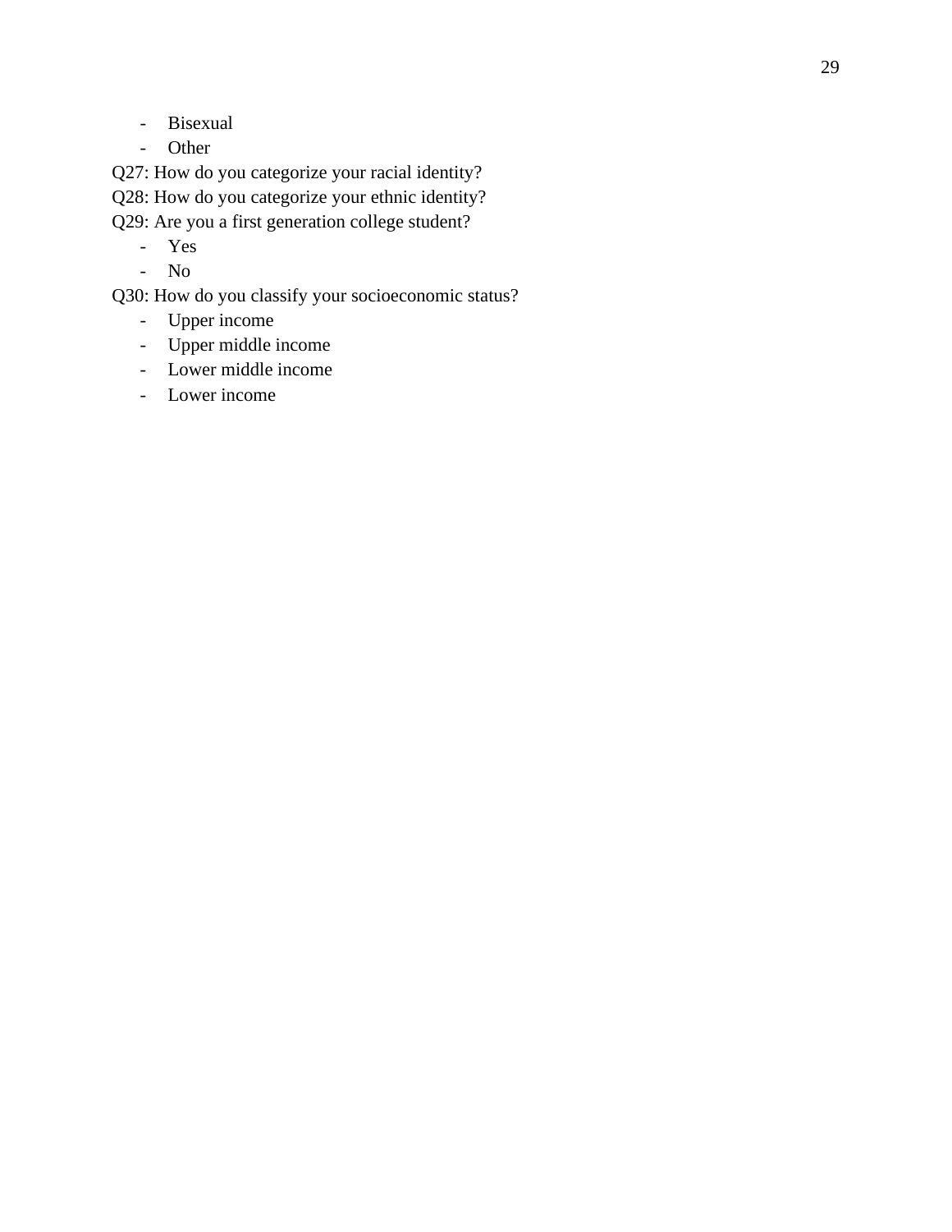- Bisexual
- Other

Q27: How do you categorize your racial identity?

Q28: How do you categorize your ethnic identity?

Q29: Are you a first generation college student?

- Yes
- No

Q30: How do you classify your socioeconomic status?

- Upper income
- Upper middle income
- Lower middle income
- Lower income